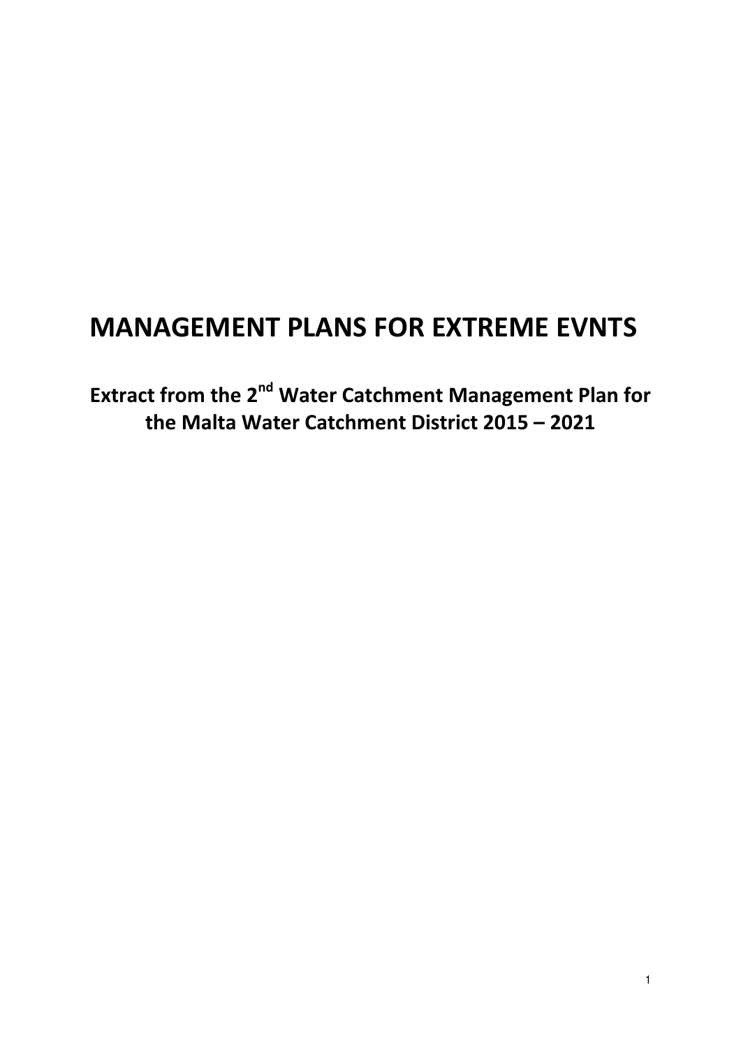# MANAGEMENT PLANS FOR EXTREME EVNTS

## Extract from the 2nd Water Catchment Management Plan for the Malta Water Catchment District 2015 – 2021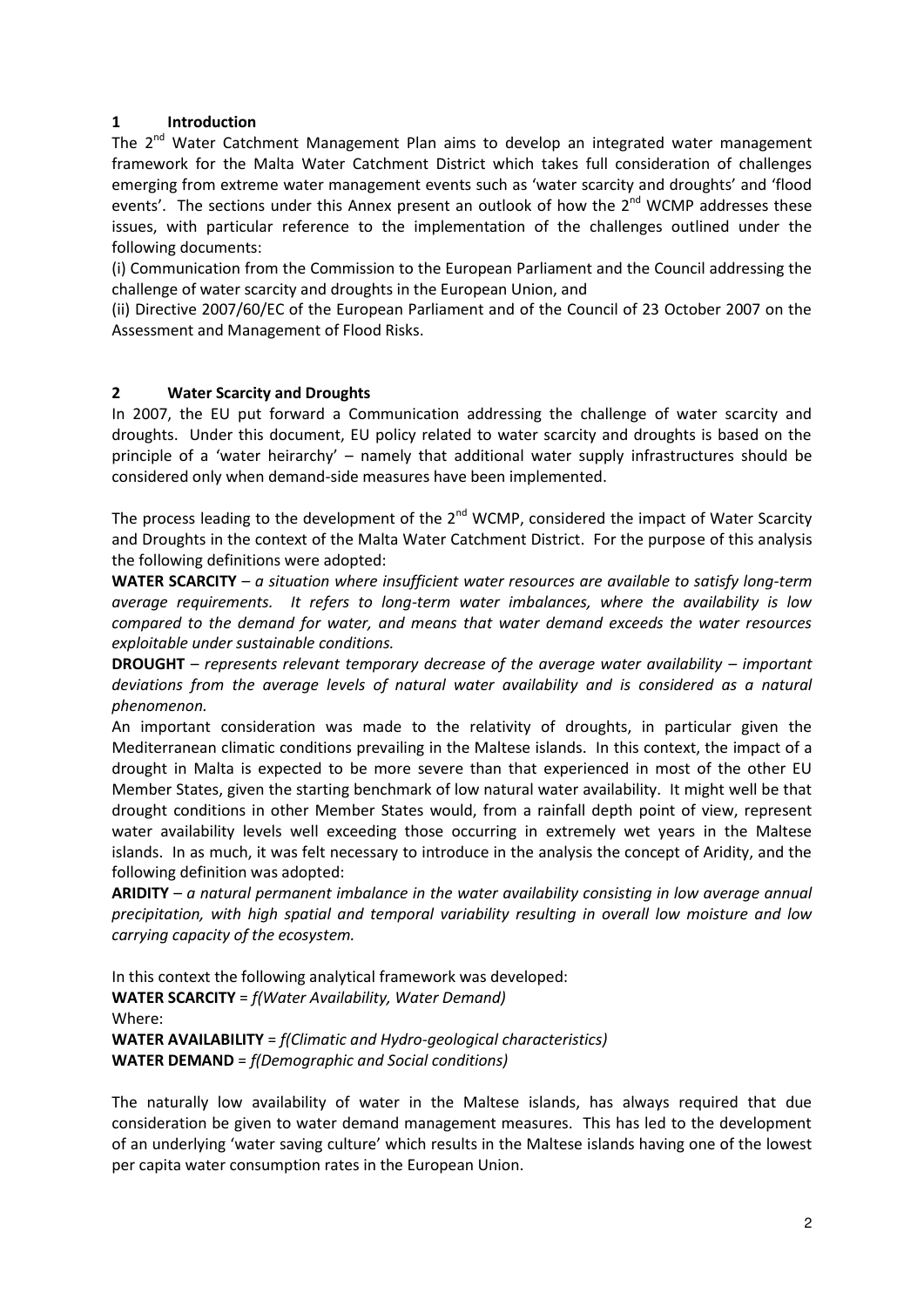## 1 Introduction

The 2[nd] Water Catchment Management Plan aims to develop an integrated water management framework for the Malta Water Catchment District which takes full consideration of challenges emerging from extreme water management events such as 'water scarcity and droughts' and 'flood events'. The sections under this Annex present an outlook of how the 2[nd] WCMP addresses these issues, with particular reference to the implementation of the challenges outlined under the following documents:

(i) Communication from the Commission to the European Parliament and the Council addressing the challenge of water scarcity and droughts in the European Union, and

(ii) Directive 2007/60/EC of the European Parliament and of the Council of 23 October 2007 on the Assessment and Management of Flood Risks.

## 2 Water Scarcity and Droughts

In 2007, the EU put forward a Communication addressing the challenge of water scarcity and droughts. Under this document, EU policy related to water scarcity and droughts is based on the principle of a 'water heirarchy' – namely that additional water supply infrastructures should be considered only when demand-side measures have been implemented.

The process leading to the development of the 2[nd] WCMP, considered the impact of Water Scarcity and Droughts in the context of the Malta Water Catchment District. For the purpose of this analysis the following definitions were adopted:

**WATER SCARCITY** – *a situation where insufficient water resources are available to satisfy long-term average requirements. It refers to long-term water imbalances, where the availability is low compared to the demand for water, and means that water demand exceeds the water resources exploitable under sustainable conditions.*

**DROUGHT** – *represents relevant temporary decrease of the average water availability – important deviations from the average levels of natural water availability and is considered as a natural phenomenon.*

An important consideration was made to the relativity of droughts, in particular given the Mediterranean climatic conditions prevailing in the Maltese islands. In this context, the impact of a drought in Malta is expected to be more severe than that experienced in most of the other EU Member States, given the starting benchmark of low natural water availability. It might well be that drought conditions in other Member States would, from a rainfall depth point of view, represent water availability levels well exceeding those occurring in extremely wet years in the Maltese islands. In as much, it was felt necessary to introduce in the analysis the concept of Aridity, and the following definition was adopted:

**ARIDITY** – *a natural permanent imbalance in the water availability consisting in low average annual precipitation, with high spatial and temporal variability resulting in overall low moisture and low carrying capacity of the ecosystem.*

In this context the following analytical framework was developed:

**WATER SCARCITY** = *f(Water Availability, Water Demand)*

Where:

**WATER AVAILABILITY** = *f(Climatic and Hydro-geological characteristics)*

**WATER DEMAND** = *f(Demographic and Social conditions)*

The naturally low availability of water in the Maltese islands, has always required that due consideration be given to water demand management measures. This has led to the development of an underlying 'water saving culture' which results in the Maltese islands having one of the lowest per capita water consumption rates in the European Union.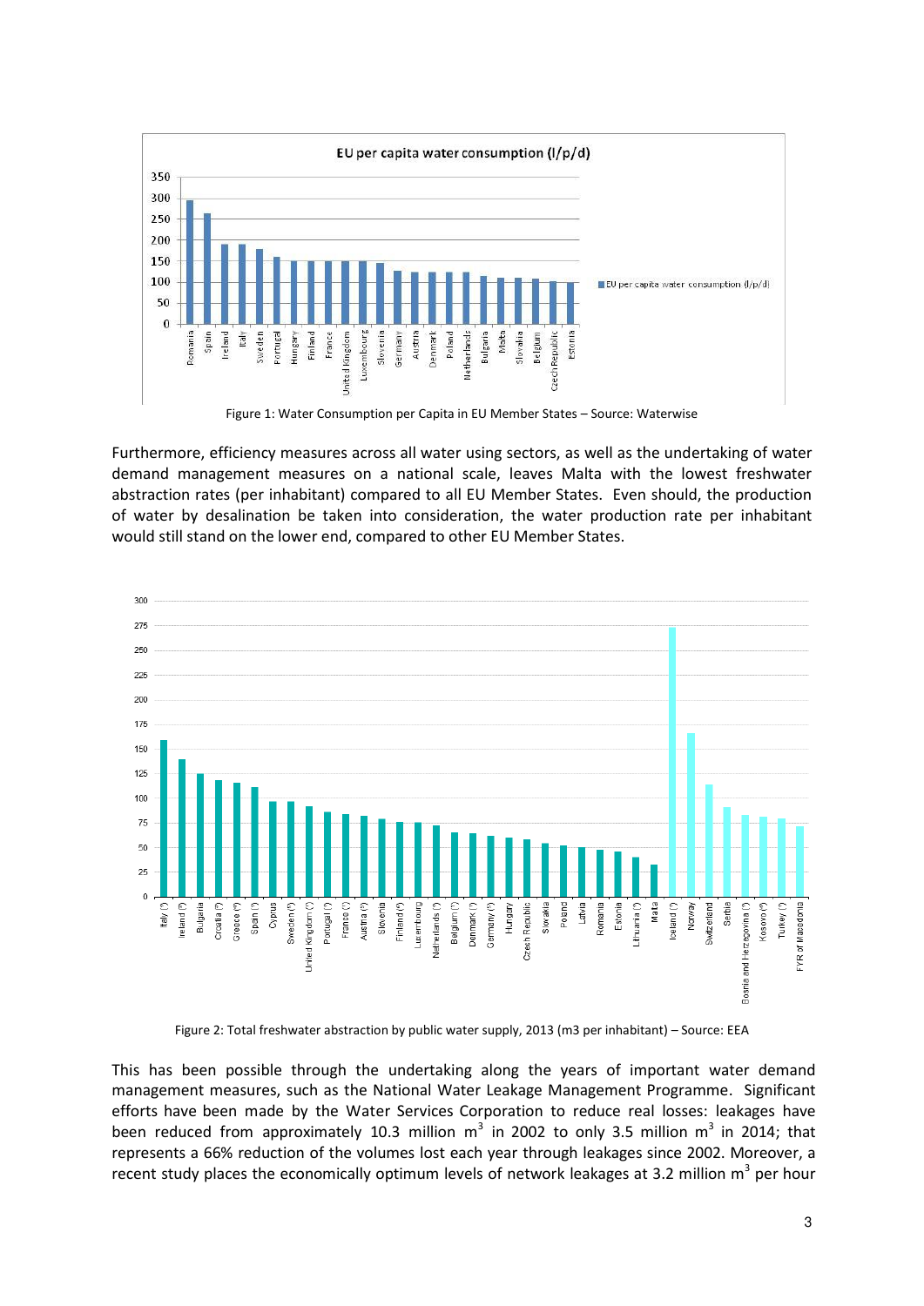Figure 1: Water Consumption per Capita in EU Member States – Source: Waterwise

Furthermore, efficiency measures across all water using sectors, as well as the undertaking of water demand management measures on a national scale, leaves Malta with the lowest freshwater abstraction rates (per inhabitant) compared to all EU Member States. Even should, the production of water by desalination be taken into consideration, the water production rate per inhabitant would still stand on the lower end, compared to other EU Member States.

Figure 2: Total freshwater abstraction by public water supply, 2013 (m3 per inhabitant) – Source: EEA

This has been possible through the undertaking along the years of important water demand management measures, such as the National Water Leakage Management Programme. Significant efforts have been made by the Water Services Corporation to reduce real losses: leakages have been reduced from approximately 10.3 million $m^3$ in 2002 to only 3.5 million $m^3$ in 2014; that represents a 66% reduction of the volumes lost each year through leakages since 2002. Moreover, a recent study places the economically optimum levels of network leakages at 3.2 million $m^3$ per hour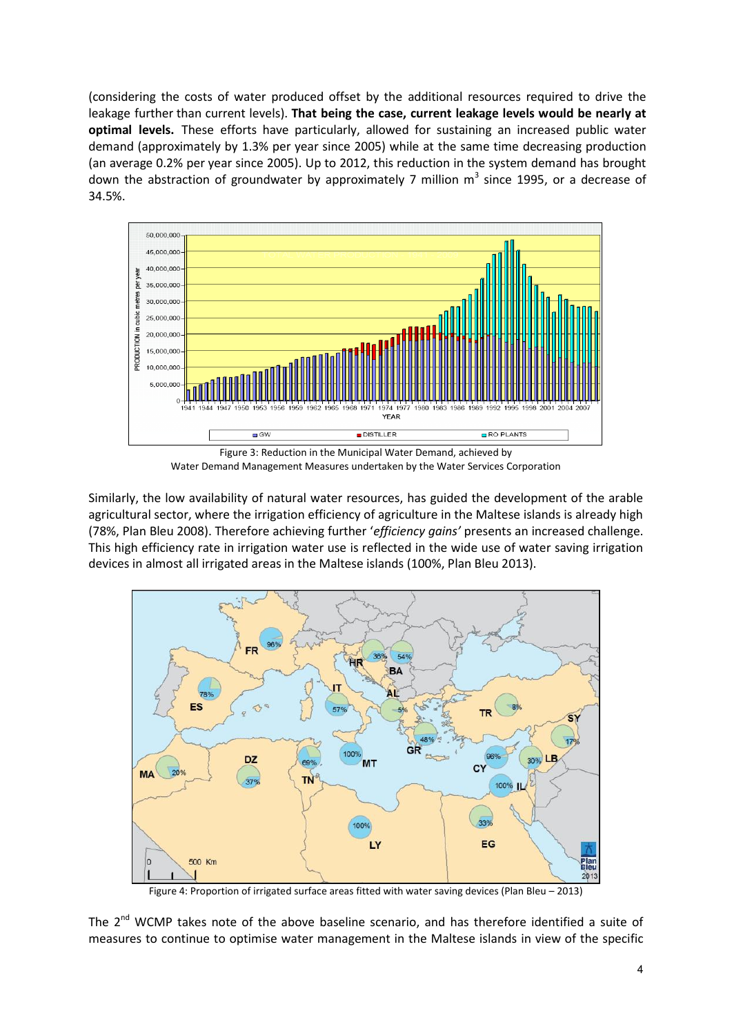(considering the costs of water produced offset by the additional resources required to drive the leakage further than current levels). **That being the case, current leakage levels would be nearly at optimal levels.** These efforts have particularly, allowed for sustaining an increased public water demand (approximately by 1.3% per year since 2005) while at the same time decreasing production (an average 0.2% per year since 2005). Up to 2012, this reduction in the system demand has brought down the abstraction of groundwater by approximately 7 million m$^3$ since 1995, or a decrease of 34.5%.

Figure 3: Reduction in the Municipal Water Demand, achieved by Water Demand Management Measures undertaken by the Water Services Corporation

Similarly, the low availability of natural water resources, has guided the development of the arable agricultural sector, where the irrigation efficiency of agriculture in the Maltese islands is already high (78%, Plan Bleu 2008). Therefore achieving further '*efficiency gains'* presents an increased challenge. This high efficiency rate in irrigation water use is reflected in the wide use of water saving irrigation devices in almost all irrigated areas in the Maltese islands (100%, Plan Bleu 2013).

Figure 4: Proportion of irrigated surface areas fitted with water saving devices (Plan Bleu – 2013)

The 2$^{nd}$ WCMP takes note of the above baseline scenario, and has therefore identified a suite of measures to continue to optimise water management in the Maltese islands in view of the specific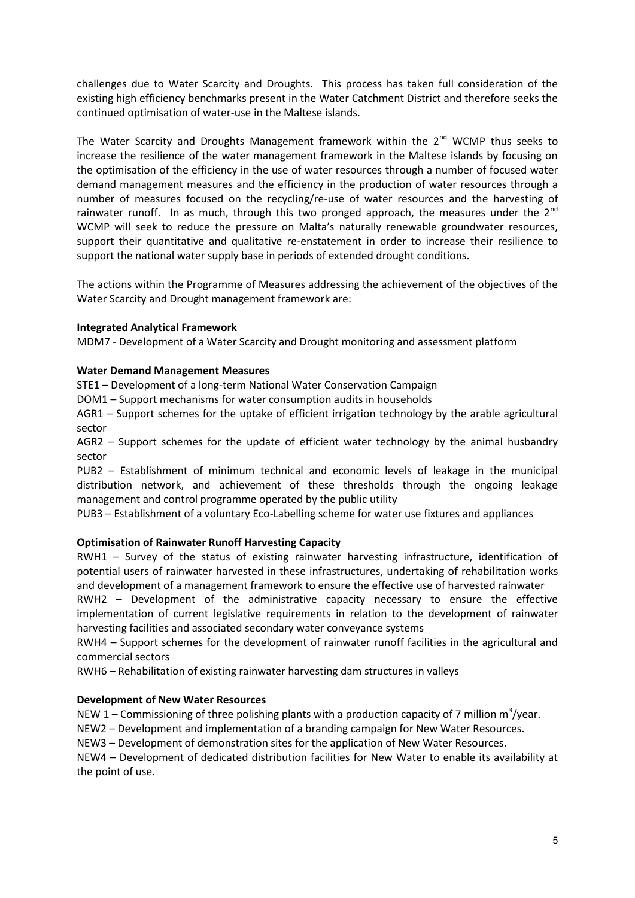challenges due to Water Scarcity and Droughts. This process has taken full consideration of the existing high efficiency benchmarks present in the Water Catchment District and therefore seeks the continued optimisation of water-use in the Maltese islands.

The Water Scarcity and Droughts Management framework within the 2nd WCMP thus seeks to increase the resilience of the water management framework in the Maltese islands by focusing on the optimisation of the efficiency in the use of water resources through a number of focused water demand management measures and the efficiency in the production of water resources through a number of measures focused on the recycling/re-use of water resources and the harvesting of rainwater runoff. In as much, through this two pronged approach, the measures under the 2nd WCMP will seek to reduce the pressure on Malta's naturally renewable groundwater resources, support their quantitative and qualitative re-enstatement in order to increase their resilience to support the national water supply base in periods of extended drought conditions.

The actions within the Programme of Measures addressing the achievement of the objectives of the Water Scarcity and Drought management framework are:

**Integrated Analytical Framework**

MDM7 - Development of a Water Scarcity and Drought monitoring and assessment platform

**Water Demand Management Measures**

STE1 – Development of a long-term National Water Conservation Campaign

DOM1 – Support mechanisms for water consumption audits in households

AGR1 – Support schemes for the uptake of efficient irrigation technology by the arable agricultural sector

AGR2 – Support schemes for the update of efficient water technology by the animal husbandry sector

PUB2 – Establishment of minimum technical and economic levels of leakage in the municipal distribution network, and achievement of these thresholds through the ongoing leakage management and control programme operated by the public utility

PUB3 – Establishment of a voluntary Eco-Labelling scheme for water use fixtures and appliances

**Optimisation of Rainwater Runoff Harvesting Capacity**

RWH1 – Survey of the status of existing rainwater harvesting infrastructure, identification of potential users of rainwater harvested in these infrastructures, undertaking of rehabilitation works and development of a management framework to ensure the effective use of harvested rainwater

RWH2 – Development of the administrative capacity necessary to ensure the effective implementation of current legislative requirements in relation to the development of rainwater harvesting facilities and associated secondary water conveyance systems

RWH4 – Support schemes for the development of rainwater runoff facilities in the agricultural and commercial sectors

RWH6 – Rehabilitation of existing rainwater harvesting dam structures in valleys

**Development of New Water Resources**

NEW 1 – Commissioning of three polishing plants with a production capacity of 7 million $m^3$/year.

NEW2 – Development and implementation of a branding campaign for New Water Resources.

NEW3 – Development of demonstration sites for the application of New Water Resources.

NEW4 – Development of dedicated distribution facilities for New Water to enable its availability at the point of use.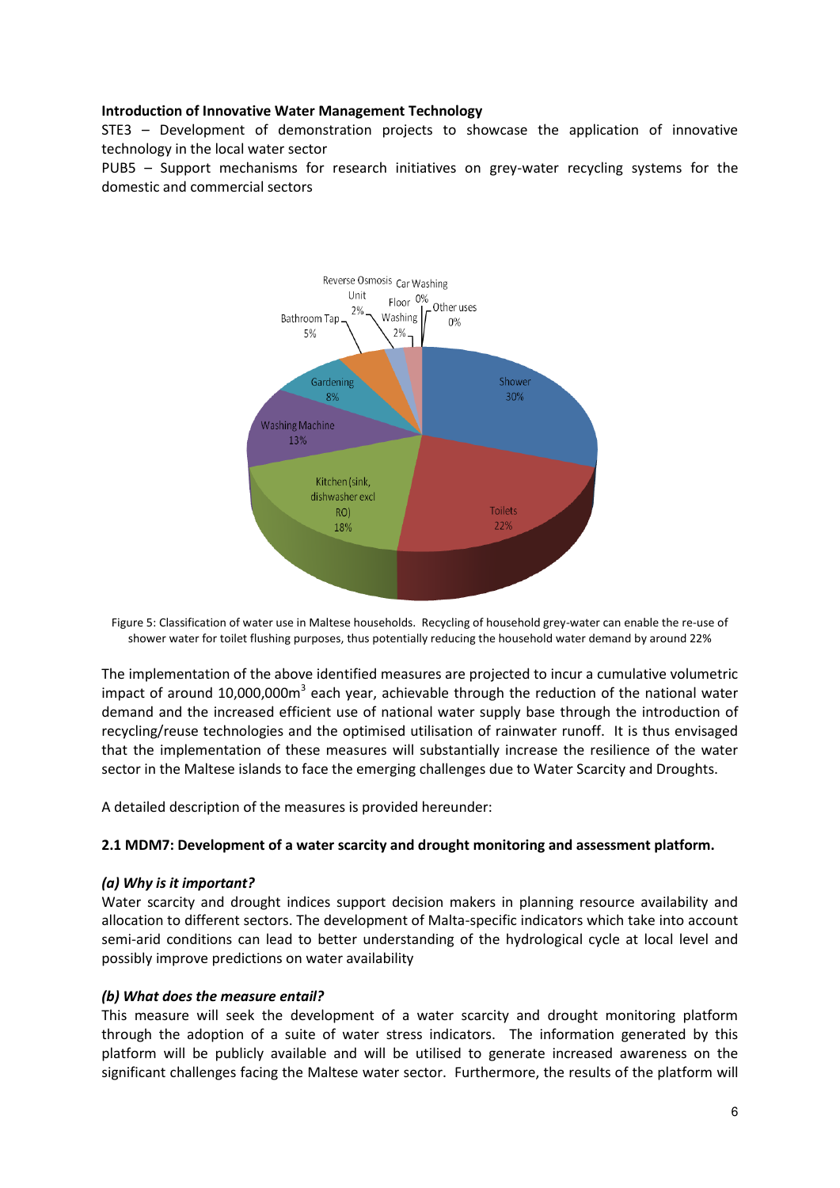**Introduction of Innovative Water Management Technology**

STE3 – Development of demonstration projects to showcase the application of innovative technology in the local water sector

PUB5 – Support mechanisms for research initiatives on grey-water recycling systems for the domestic and commercial sectors

Figure 5: Classification of water use in Maltese households. Recycling of household grey-water can enable the re-use of shower water for toilet flushing purposes, thus potentially reducing the household water demand by around 22%

The implementation of the above identified measures are projected to incur a cumulative volumetric impact of around 10,000,000m$^3$ each year, achievable through the reduction of the national water demand and the increased efficient use of national water supply base through the introduction of recycling/reuse technologies and the optimised utilisation of rainwater runoff. It is thus envisaged that the implementation of these measures will substantially increase the resilience of the water sector in the Maltese islands to face the emerging challenges due to Water Scarcity and Droughts.

A detailed description of the measures is provided hereunder:

### 2.1 MDM7: Development of a water scarcity and drought monitoring and assessment platform.

***(a) Why is it important?***

Water scarcity and drought indices support decision makers in planning resource availability and allocation to different sectors. The development of Malta-specific indicators which take into account semi-arid conditions can lead to better understanding of the hydrological cycle at local level and possibly improve predictions on water availability

***(b) What does the measure entail?***

This measure will seek the development of a water scarcity and drought monitoring platform through the adoption of a suite of water stress indicators. The information generated by this platform will be publicly available and will be utilised to generate increased awareness on the significant challenges facing the Maltese water sector. Furthermore, the results of the platform will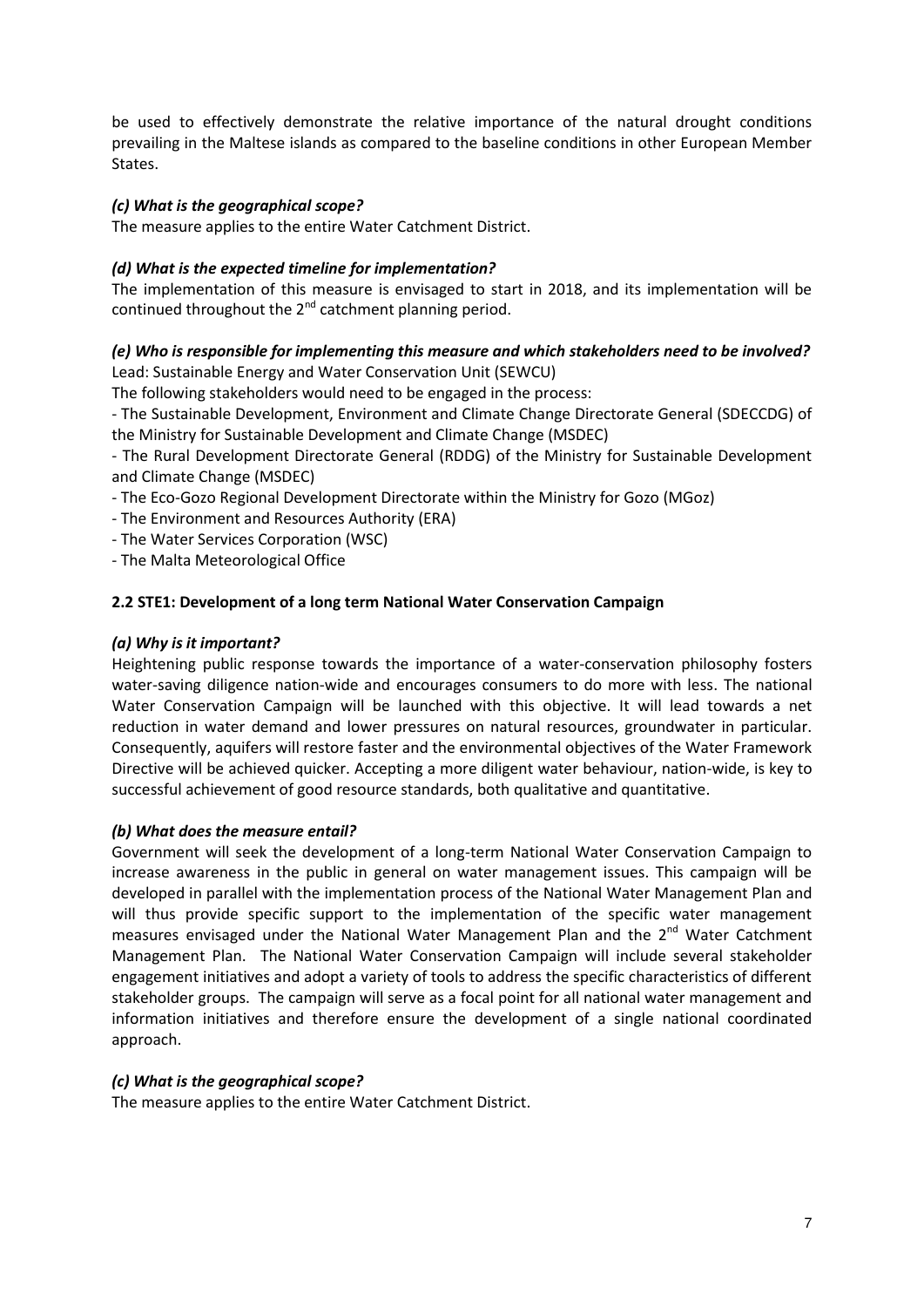be used to effectively demonstrate the relative importance of the natural drought conditions prevailing in the Maltese islands as compared to the baseline conditions in other European Member States.

***(c) What is the geographical scope?***

The measure applies to the entire Water Catchment District.

***(d) What is the expected timeline for implementation?***

The implementation of this measure is envisaged to start in 2018, and its implementation will be continued throughout the 2nd catchment planning period.

***(e) Who is responsible for implementing this measure and which stakeholders need to be involved?***

Lead: Sustainable Energy and Water Conservation Unit (SEWCU)

The following stakeholders would need to be engaged in the process:

- The Sustainable Development, Environment and Climate Change Directorate General (SDECCDG) of the Ministry for Sustainable Development and Climate Change (MSDEC)
- The Rural Development Directorate General (RDDG) of the Ministry for Sustainable Development and Climate Change (MSDEC)
- The Eco-Gozo Regional Development Directorate within the Ministry for Gozo (MGoz)
- The Environment and Resources Authority (ERA)
- The Water Services Corporation (WSC)
- The Malta Meteorological Office

## 2.2 STE1: Development of a long term National Water Conservation Campaign

***(a) Why is it important?***

Heightening public response towards the importance of a water-conservation philosophy fosters water-saving diligence nation-wide and encourages consumers to do more with less. The national Water Conservation Campaign will be launched with this objective. It will lead towards a net reduction in water demand and lower pressures on natural resources, groundwater in particular. Consequently, aquifers will restore faster and the environmental objectives of the Water Framework Directive will be achieved quicker. Accepting a more diligent water behaviour, nation-wide, is key to successful achievement of good resource standards, both qualitative and quantitative.

***(b) What does the measure entail?***

Government will seek the development of a long-term National Water Conservation Campaign to increase awareness in the public in general on water management issues. This campaign will be developed in parallel with the implementation process of the National Water Management Plan and will thus provide specific support to the implementation of the specific water management measures envisaged under the National Water Management Plan and the 2nd Water Catchment Management Plan. The National Water Conservation Campaign will include several stakeholder engagement initiatives and adopt a variety of tools to address the specific characteristics of different stakeholder groups. The campaign will serve as a focal point for all national water management and information initiatives and therefore ensure the development of a single national coordinated approach.

***(c) What is the geographical scope?***

The measure applies to the entire Water Catchment District.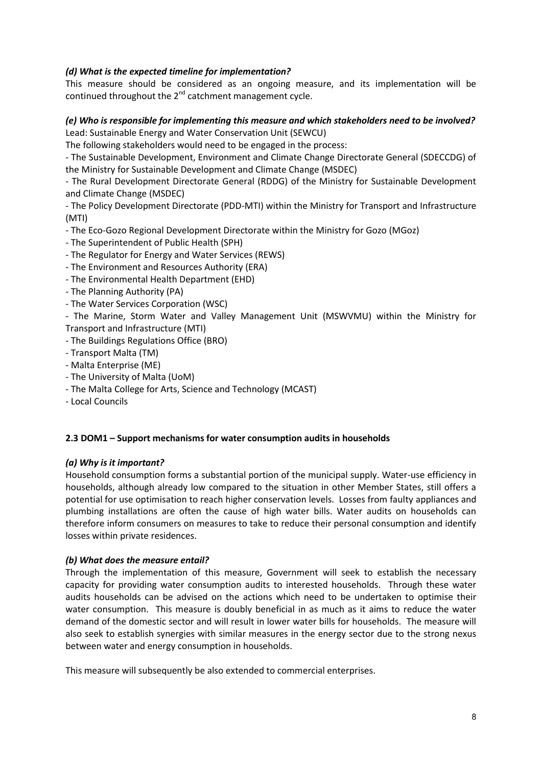***(d) What is the expected timeline for implementation?***

This measure should be considered as an ongoing measure, and its implementation will be continued throughout the 2nd catchment management cycle.

***(e) Who is responsible for implementing this measure and which stakeholders need to be involved?***

Lead: Sustainable Energy and Water Conservation Unit (SEWCU)

The following stakeholders would need to be engaged in the process:

- The Sustainable Development, Environment and Climate Change Directorate General (SDECCDG) of the Ministry for Sustainable Development and Climate Change (MSDEC)
- The Rural Development Directorate General (RDDG) of the Ministry for Sustainable Development and Climate Change (MSDEC)
- The Policy Development Directorate (PDD-MTI) within the Ministry for Transport and Infrastructure (MTI)
- The Eco-Gozo Regional Development Directorate within the Ministry for Gozo (MGoz)
- The Superintendent of Public Health (SPH)
- The Regulator for Energy and Water Services (REWS)
- The Environment and Resources Authority (ERA)
- The Environmental Health Department (EHD)
- The Planning Authority (PA)
- The Water Services Corporation (WSC)
- The Marine, Storm Water and Valley Management Unit (MSWVMU) within the Ministry for Transport and Infrastructure (MTI)
- The Buildings Regulations Office (BRO)
- Transport Malta (TM)
- Malta Enterprise (ME)
- The University of Malta (UoM)
- The Malta College for Arts, Science and Technology (MCAST)
- Local Councils

### 2.3 DOM1 – Support mechanisms for water consumption audits in households

***(a) Why is it important?***

Household consumption forms a substantial portion of the municipal supply. Water-use efficiency in households, although already low compared to the situation in other Member States, still offers a potential for use optimisation to reach higher conservation levels. Losses from faulty appliances and plumbing installations are often the cause of high water bills. Water audits on households can therefore inform consumers on measures to take to reduce their personal consumption and identify losses within private residences.

***(b) What does the measure entail?***

Through the implementation of this measure, Government will seek to establish the necessary capacity for providing water consumption audits to interested households. Through these water audits households can be advised on the actions which need to be undertaken to optimise their water consumption. This measure is doubly beneficial in as much as it aims to reduce the water demand of the domestic sector and will result in lower water bills for households. The measure will also seek to establish synergies with similar measures in the energy sector due to the strong nexus between water and energy consumption in households.

This measure will subsequently be also extended to commercial enterprises.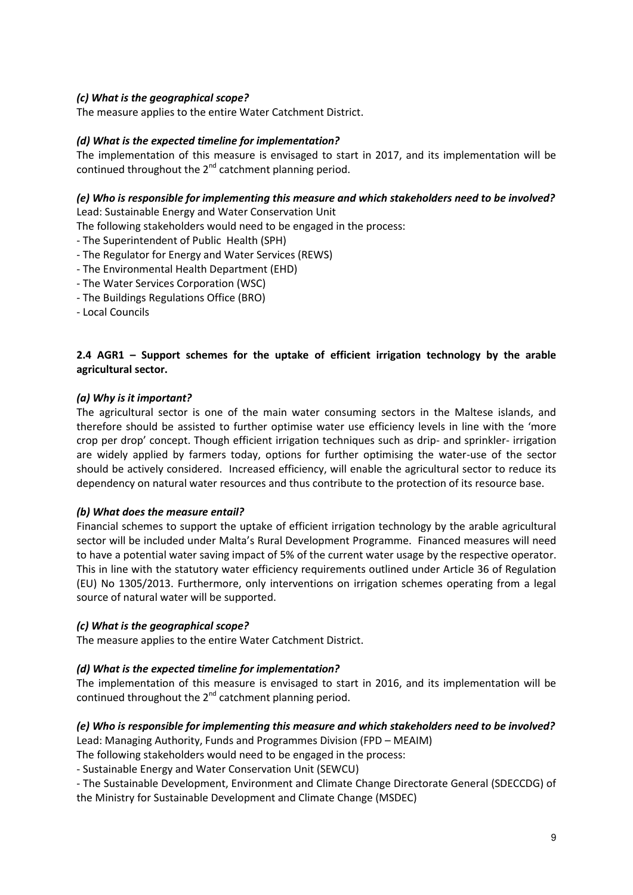***(c) What is the geographical scope?***

The measure applies to the entire Water Catchment District.

***(d) What is the expected timeline for implementation?***

The implementation of this measure is envisaged to start in 2017, and its implementation will be continued throughout the 2[nd] catchment planning period.

***(e) Who is responsible for implementing this measure and which stakeholders need to be involved?***

Lead: Sustainable Energy and Water Conservation Unit

The following stakeholders would need to be engaged in the process:

- The Superintendent of Public Health (SPH)
- The Regulator for Energy and Water Services (REWS)
- The Environmental Health Department (EHD)
- The Water Services Corporation (WSC)
- The Buildings Regulations Office (BRO)
- Local Councils

### 2.4 AGR1 – Support schemes for the uptake of efficient irrigation technology by the arable agricultural sector.

***(a) Why is it important?***

The agricultural sector is one of the main water consuming sectors in the Maltese islands, and therefore should be assisted to further optimise water use efficiency levels in line with the 'more crop per drop' concept. Though efficient irrigation techniques such as drip- and sprinkler- irrigation are widely applied by farmers today, options for further optimising the water-use of the sector should be actively considered. Increased efficiency, will enable the agricultural sector to reduce its dependency on natural water resources and thus contribute to the protection of its resource base.

***(b) What does the measure entail?***

Financial schemes to support the uptake of efficient irrigation technology by the arable agricultural sector will be included under Malta's Rural Development Programme. Financed measures will need to have a potential water saving impact of 5% of the current water usage by the respective operator. This in line with the statutory water efficiency requirements outlined under Article 36 of Regulation (EU) No 1305/2013. Furthermore, only interventions on irrigation schemes operating from a legal source of natural water will be supported.

***(c) What is the geographical scope?***

The measure applies to the entire Water Catchment District.

***(d) What is the expected timeline for implementation?***

The implementation of this measure is envisaged to start in 2016, and its implementation will be continued throughout the 2[nd] catchment planning period.

***(e) Who is responsible for implementing this measure and which stakeholders need to be involved?***

Lead: Managing Authority, Funds and Programmes Division (FPD – MEAIM)

The following stakeholders would need to be engaged in the process:

- Sustainable Energy and Water Conservation Unit (SEWCU)
- The Sustainable Development, Environment and Climate Change Directorate General (SDECCDG) of the Ministry for Sustainable Development and Climate Change (MSDEC)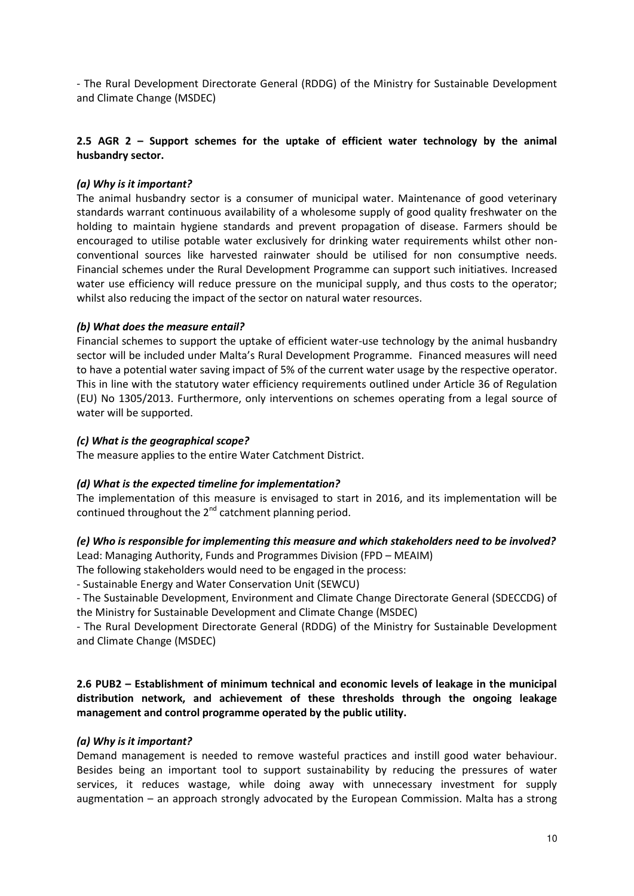- The Rural Development Directorate General (RDDG) of the Ministry for Sustainable Development and Climate Change (MSDEC)

### 2.5 AGR 2 – Support schemes for the uptake of efficient water technology by the animal husbandry sector.

***(a) Why is it important?***

The animal husbandry sector is a consumer of municipal water. Maintenance of good veterinary standards warrant continuous availability of a wholesome supply of good quality freshwater on the holding to maintain hygiene standards and prevent propagation of disease. Farmers should be encouraged to utilise potable water exclusively for drinking water requirements whilst other non-conventional sources like harvested rainwater should be utilised for non consumptive needs. Financial schemes under the Rural Development Programme can support such initiatives. Increased water use efficiency will reduce pressure on the municipal supply, and thus costs to the operator; whilst also reducing the impact of the sector on natural water resources.

***(b) What does the measure entail?***

Financial schemes to support the uptake of efficient water-use technology by the animal husbandry sector will be included under Malta's Rural Development Programme. Financed measures will need to have a potential water saving impact of 5% of the current water usage by the respective operator. This in line with the statutory water efficiency requirements outlined under Article 36 of Regulation (EU) No 1305/2013. Furthermore, only interventions on schemes operating from a legal source of water will be supported.

***(c) What is the geographical scope?***

The measure applies to the entire Water Catchment District.

***(d) What is the expected timeline for implementation?***

The implementation of this measure is envisaged to start in 2016, and its implementation will be continued throughout the 2nd catchment planning period.

***(e) Who is responsible for implementing this measure and which stakeholders need to be involved?***

Lead: Managing Authority, Funds and Programmes Division (FPD – MEAIM)

The following stakeholders would need to be engaged in the process:

- Sustainable Energy and Water Conservation Unit (SEWCU)
- The Sustainable Development, Environment and Climate Change Directorate General (SDECCDG) of the Ministry for Sustainable Development and Climate Change (MSDEC)
- The Rural Development Directorate General (RDDG) of the Ministry for Sustainable Development and Climate Change (MSDEC)

### 2.6 PUB2 – Establishment of minimum technical and economic levels of leakage in the municipal distribution network, and achievement of these thresholds through the ongoing leakage management and control programme operated by the public utility.

***(a) Why is it important?***

Demand management is needed to remove wasteful practices and instill good water behaviour. Besides being an important tool to support sustainability by reducing the pressures of water services, it reduces wastage, while doing away with unnecessary investment for supply augmentation – an approach strongly advocated by the European Commission. Malta has a strong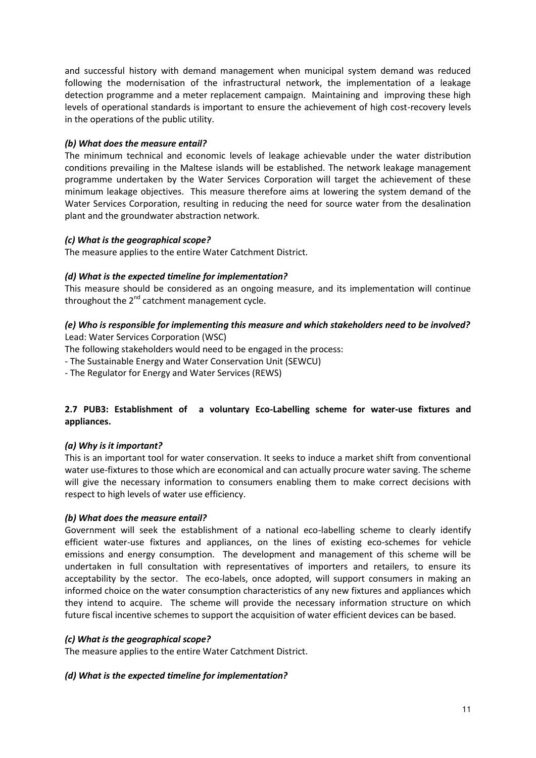and successful history with demand management when municipal system demand was reduced following the modernisation of the infrastructural network, the implementation of a leakage detection programme and a meter replacement campaign. Maintaining and improving these high levels of operational standards is important to ensure the achievement of high cost-recovery levels in the operations of the public utility.

***(b) What does the measure entail?***

The minimum technical and economic levels of leakage achievable under the water distribution conditions prevailing in the Maltese islands will be established. The network leakage management programme undertaken by the Water Services Corporation will target the achievement of these minimum leakage objectives. This measure therefore aims at lowering the system demand of the Water Services Corporation, resulting in reducing the need for source water from the desalination plant and the groundwater abstraction network.

***(c) What is the geographical scope?***

The measure applies to the entire Water Catchment District.

***(d) What is the expected timeline for implementation?***

This measure should be considered as an ongoing measure, and its implementation will continue throughout the 2nd catchment management cycle.

***(e) Who is responsible for implementing this measure and which stakeholders need to be involved?***

Lead: Water Services Corporation (WSC)

The following stakeholders would need to be engaged in the process:

- The Sustainable Energy and Water Conservation Unit (SEWCU)
- The Regulator for Energy and Water Services (REWS)

## 2.7 PUB3: Establishment of a voluntary Eco-Labelling scheme for water-use fixtures and appliances.

***(a) Why is it important?***

This is an important tool for water conservation. It seeks to induce a market shift from conventional water use-fixtures to those which are economical and can actually procure water saving. The scheme will give the necessary information to consumers enabling them to make correct decisions with respect to high levels of water use efficiency.

***(b) What does the measure entail?***

Government will seek the establishment of a national eco-labelling scheme to clearly identify efficient water-use fixtures and appliances, on the lines of existing eco-schemes for vehicle emissions and energy consumption. The development and management of this scheme will be undertaken in full consultation with representatives of importers and retailers, to ensure its acceptability by the sector. The eco-labels, once adopted, will support consumers in making an informed choice on the water consumption characteristics of any new fixtures and appliances which they intend to acquire. The scheme will provide the necessary information structure on which future fiscal incentive schemes to support the acquisition of water efficient devices can be based.

***(c) What is the geographical scope?***

The measure applies to the entire Water Catchment District.

***(d) What is the expected timeline for implementation?***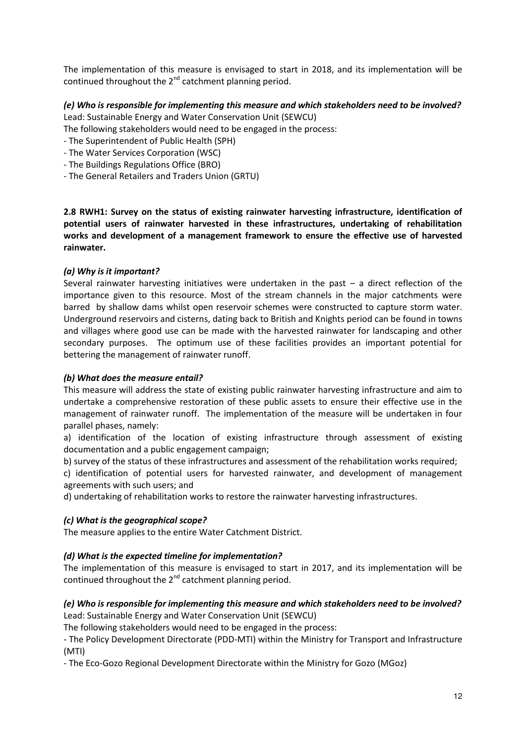The implementation of this measure is envisaged to start in 2018, and its implementation will be continued throughout the 2nd catchment planning period.

***(e) Who is responsible for implementing this measure and which stakeholders need to be involved?***

Lead: Sustainable Energy and Water Conservation Unit (SEWCU)

The following stakeholders would need to be engaged in the process:

- The Superintendent of Public Health (SPH)
- The Water Services Corporation (WSC)
- The Buildings Regulations Office (BRO)
- The General Retailers and Traders Union (GRTU)

### 2.8 RWH1: Survey on the status of existing rainwater harvesting infrastructure, identification of potential users of rainwater harvested in these infrastructures, undertaking of rehabilitation works and development of a management framework to ensure the effective use of harvested rainwater.

***(a) Why is it important?***

Several rainwater harvesting initiatives were undertaken in the past – a direct reflection of the importance given to this resource. Most of the stream channels in the major catchments were barred by shallow dams whilst open reservoir schemes were constructed to capture storm water. Underground reservoirs and cisterns, dating back to British and Knights period can be found in towns and villages where good use can be made with the harvested rainwater for landscaping and other secondary purposes. The optimum use of these facilities provides an important potential for bettering the management of rainwater runoff.

***(b) What does the measure entail?***

This measure will address the state of existing public rainwater harvesting infrastructure and aim to undertake a comprehensive restoration of these public assets to ensure their effective use in the management of rainwater runoff. The implementation of the measure will be undertaken in four parallel phases, namely:

a) identification of the location of existing infrastructure through assessment of existing documentation and a public engagement campaign;

b) survey of the status of these infrastructures and assessment of the rehabilitation works required;

c) identification of potential users for harvested rainwater, and development of management agreements with such users; and

d) undertaking of rehabilitation works to restore the rainwater harvesting infrastructures.

***(c) What is the geographical scope?***

The measure applies to the entire Water Catchment District.

***(d) What is the expected timeline for implementation?***

The implementation of this measure is envisaged to start in 2017, and its implementation will be continued throughout the 2nd catchment planning period.

***(e) Who is responsible for implementing this measure and which stakeholders need to be involved?***

Lead: Sustainable Energy and Water Conservation Unit (SEWCU)

The following stakeholders would need to be engaged in the process:

- The Policy Development Directorate (PDD-MTI) within the Ministry for Transport and Infrastructure (MTI)
- The Eco-Gozo Regional Development Directorate within the Ministry for Gozo (MGoz)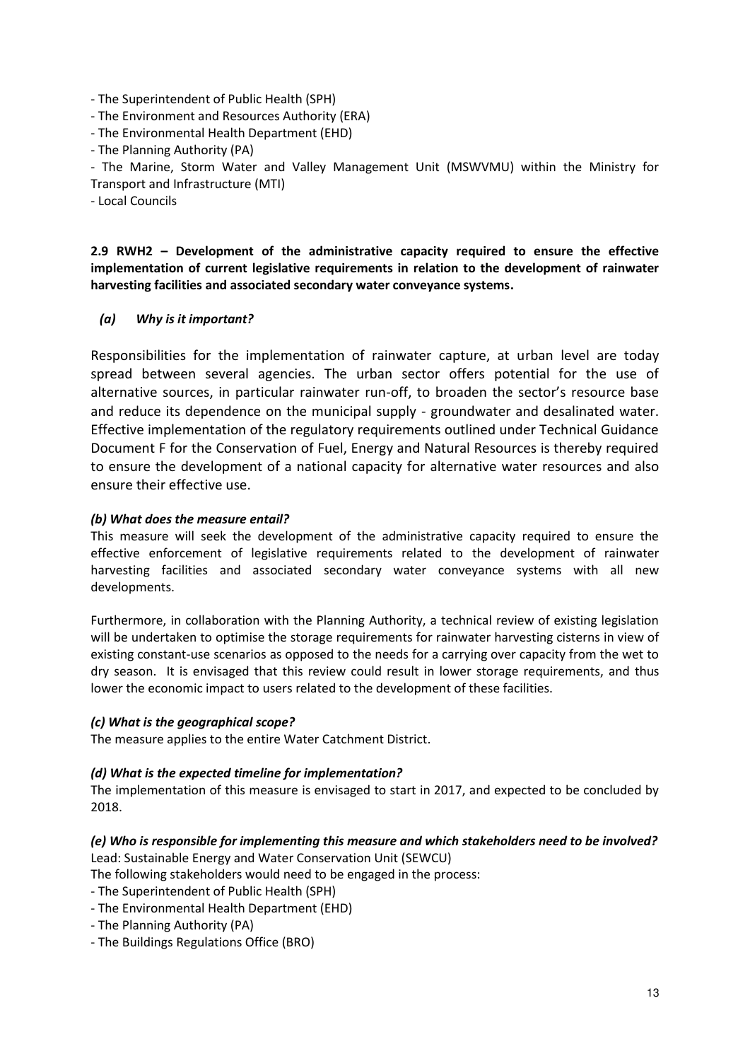- The Superintendent of Public Health (SPH)
- The Environment and Resources Authority (ERA)
- The Environmental Health Department (EHD)
- The Planning Authority (PA)
- The Marine, Storm Water and Valley Management Unit (MSWVMU) within the Ministry for Transport and Infrastructure (MTI)
- Local Councils

**2.9 RWH2 – Development of the administrative capacity required to ensure the effective implementation of current legislative requirements in relation to the development of rainwater harvesting facilities and associated secondary water conveyance systems.**

***(a) Why is it important?***

Responsibilities for the implementation of rainwater capture, at urban level are today spread between several agencies. The urban sector offers potential for the use of alternative sources, in particular rainwater run-off, to broaden the sector's resource base and reduce its dependence on the municipal supply - groundwater and desalinated water. Effective implementation of the regulatory requirements outlined under Technical Guidance Document F for the Conservation of Fuel, Energy and Natural Resources is thereby required to ensure the development of a national capacity for alternative water resources and also ensure their effective use.

***(b) What does the measure entail?***

This measure will seek the development of the administrative capacity required to ensure the effective enforcement of legislative requirements related to the development of rainwater harvesting facilities and associated secondary water conveyance systems with all new developments.

Furthermore, in collaboration with the Planning Authority, a technical review of existing legislation will be undertaken to optimise the storage requirements for rainwater harvesting cisterns in view of existing constant-use scenarios as opposed to the needs for a carrying over capacity from the wet to dry season. It is envisaged that this review could result in lower storage requirements, and thus lower the economic impact to users related to the development of these facilities.

***(c) What is the geographical scope?***

The measure applies to the entire Water Catchment District.

***(d) What is the expected timeline for implementation?***

The implementation of this measure is envisaged to start in 2017, and expected to be concluded by 2018.

***(e) Who is responsible for implementing this measure and which stakeholders need to be involved?***

Lead: Sustainable Energy and Water Conservation Unit (SEWCU)

The following stakeholders would need to be engaged in the process:

- The Superintendent of Public Health (SPH)
- The Environmental Health Department (EHD)
- The Planning Authority (PA)
- The Buildings Regulations Office (BRO)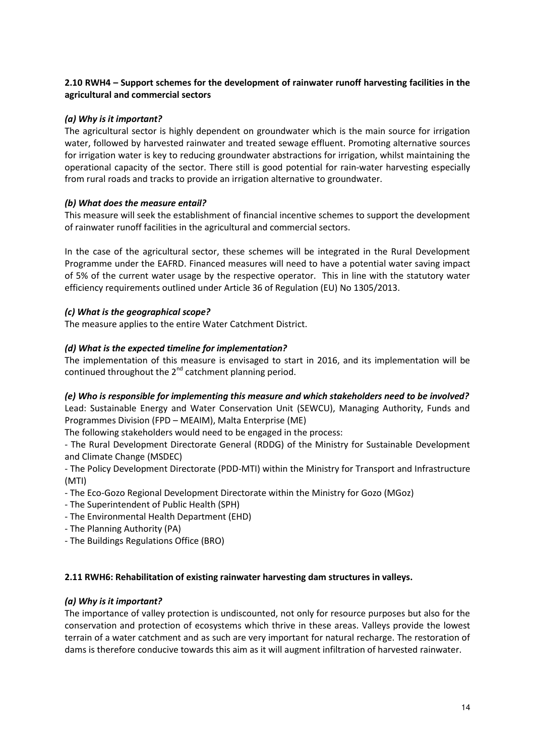### 2.10 RWH4 – Support schemes for the development of rainwater runoff harvesting facilities in the agricultural and commercial sectors

***(a) Why is it important?***

The agricultural sector is highly dependent on groundwater which is the main source for irrigation water, followed by harvested rainwater and treated sewage effluent. Promoting alternative sources for irrigation water is key to reducing groundwater abstractions for irrigation, whilst maintaining the operational capacity of the sector. There still is good potential for rain-water harvesting especially from rural roads and tracks to provide an irrigation alternative to groundwater.

***(b) What does the measure entail?***

This measure will seek the establishment of financial incentive schemes to support the development of rainwater runoff facilities in the agricultural and commercial sectors.

In the case of the agricultural sector, these schemes will be integrated in the Rural Development Programme under the EAFRD. Financed measures will need to have a potential water saving impact of 5% of the current water usage by the respective operator. This in line with the statutory water efficiency requirements outlined under Article 36 of Regulation (EU) No 1305/2013.

***(c) What is the geographical scope?***

The measure applies to the entire Water Catchment District.

***(d) What is the expected timeline for implementation?***

The implementation of this measure is envisaged to start in 2016, and its implementation will be continued throughout the 2nd catchment planning period.

***(e) Who is responsible for implementing this measure and which stakeholders need to be involved?***

Lead: Sustainable Energy and Water Conservation Unit (SEWCU), Managing Authority, Funds and Programmes Division (FPD – MEAIM), Malta Enterprise (ME)

The following stakeholders would need to be engaged in the process:

- The Rural Development Directorate General (RDDG) of the Ministry for Sustainable Development and Climate Change (MSDEC)
- The Policy Development Directorate (PDD-MTI) within the Ministry for Transport and Infrastructure (MTI)
- The Eco-Gozo Regional Development Directorate within the Ministry for Gozo (MGoz)
- The Superintendent of Public Health (SPH)
- The Environmental Health Department (EHD)
- The Planning Authority (PA)
- The Buildings Regulations Office (BRO)

### 2.11 RWH6: Rehabilitation of existing rainwater harvesting dam structures in valleys.

***(a) Why is it important?***

The importance of valley protection is undiscounted, not only for resource purposes but also for the conservation and protection of ecosystems which thrive in these areas. Valleys provide the lowest terrain of a water catchment and as such are very important for natural recharge. The restoration of dams is therefore conducive towards this aim as it will augment infiltration of harvested rainwater.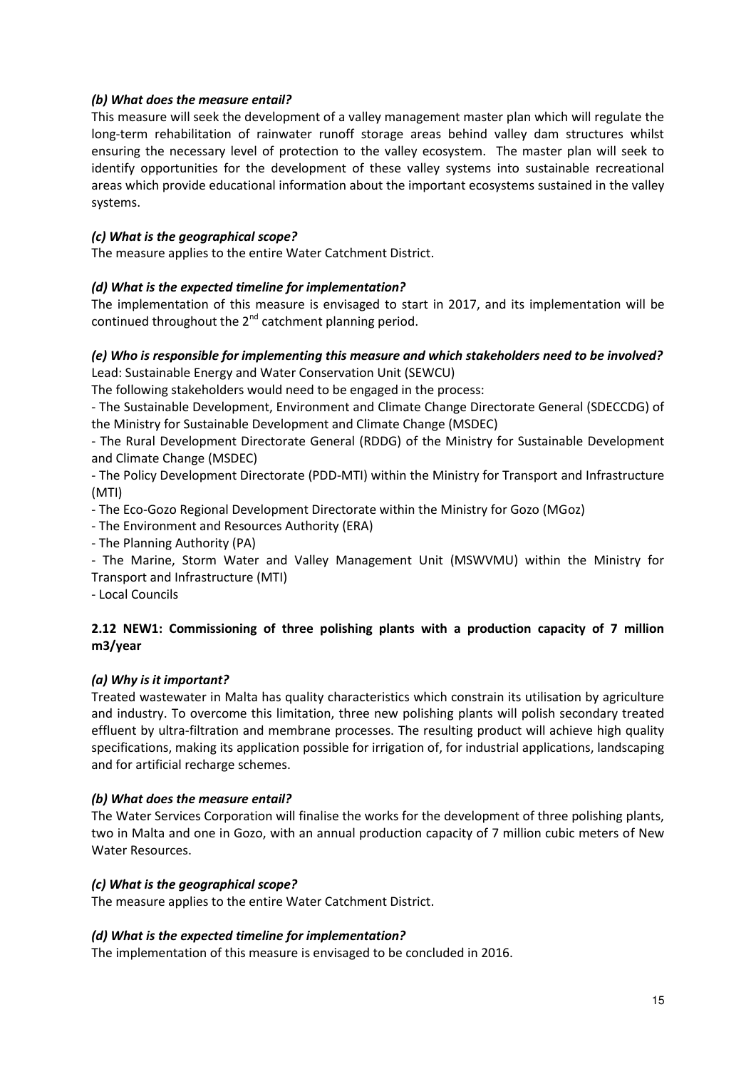***(b) What does the measure entail?***

This measure will seek the development of a valley management master plan which will regulate the long-term rehabilitation of rainwater runoff storage areas behind valley dam structures whilst ensuring the necessary level of protection to the valley ecosystem. The master plan will seek to identify opportunities for the development of these valley systems into sustainable recreational areas which provide educational information about the important ecosystems sustained in the valley systems.

***(c) What is the geographical scope?***

The measure applies to the entire Water Catchment District.

***(d) What is the expected timeline for implementation?***

The implementation of this measure is envisaged to start in 2017, and its implementation will be continued throughout the 2nd catchment planning period.

***(e) Who is responsible for implementing this measure and which stakeholders need to be involved?***

Lead: Sustainable Energy and Water Conservation Unit (SEWCU)

The following stakeholders would need to be engaged in the process:

- The Sustainable Development, Environment and Climate Change Directorate General (SDECCDG) of the Ministry for Sustainable Development and Climate Change (MSDEC)
- The Rural Development Directorate General (RDDG) of the Ministry for Sustainable Development and Climate Change (MSDEC)
- The Policy Development Directorate (PDD-MTI) within the Ministry for Transport and Infrastructure (MTI)
- The Eco-Gozo Regional Development Directorate within the Ministry for Gozo (MGoz)
- The Environment and Resources Authority (ERA)
- The Planning Authority (PA)
- The Marine, Storm Water and Valley Management Unit (MSWVMU) within the Ministry for Transport and Infrastructure (MTI)
- Local Councils

**2.12 NEW1: Commissioning of three polishing plants with a production capacity of 7 million m3/year**

***(a) Why is it important?***

Treated wastewater in Malta has quality characteristics which constrain its utilisation by agriculture and industry. To overcome this limitation, three new polishing plants will polish secondary treated effluent by ultra-filtration and membrane processes. The resulting product will achieve high quality specifications, making its application possible for irrigation of, for industrial applications, landscaping and for artificial recharge schemes.

***(b) What does the measure entail?***

The Water Services Corporation will finalise the works for the development of three polishing plants, two in Malta and one in Gozo, with an annual production capacity of 7 million cubic meters of New Water Resources.

***(c) What is the geographical scope?***

The measure applies to the entire Water Catchment District.

***(d) What is the expected timeline for implementation?***

The implementation of this measure is envisaged to be concluded in 2016.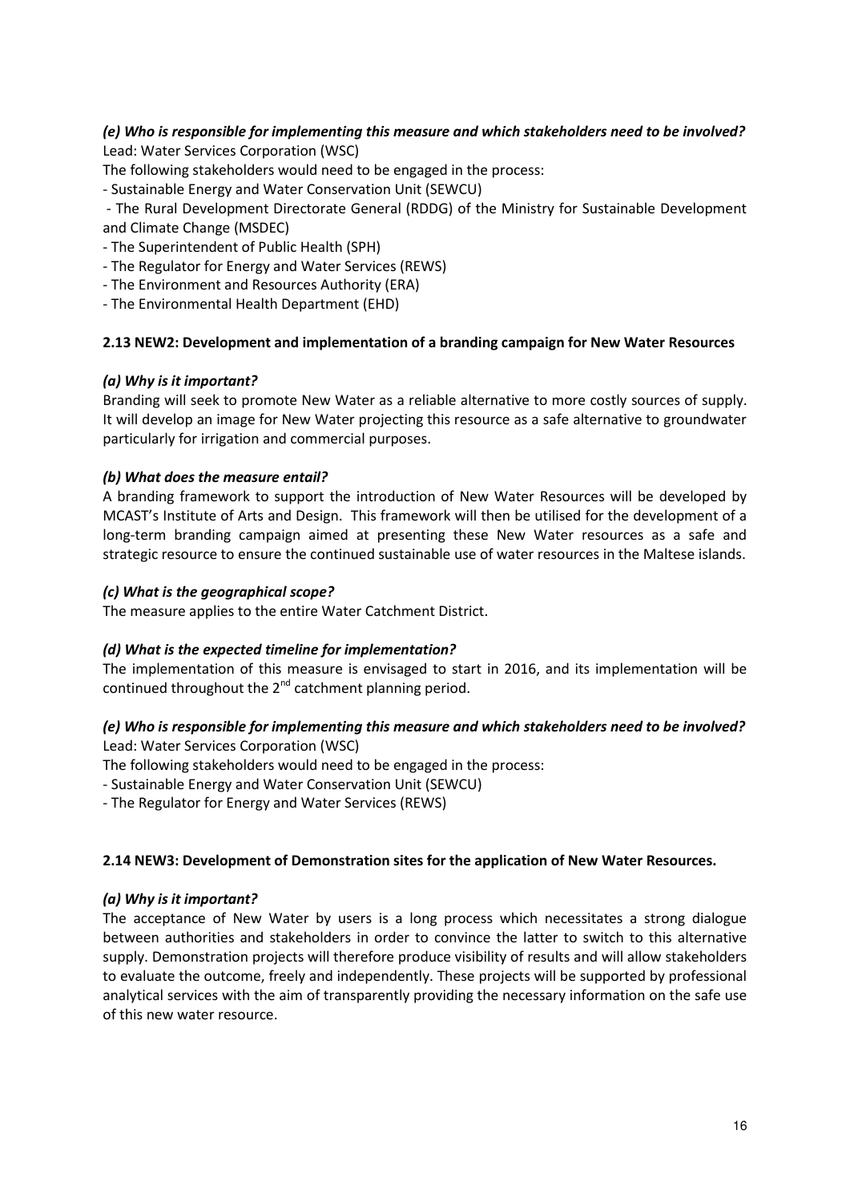***(e) Who is responsible for implementing this measure and which stakeholders need to be involved?***

Lead: Water Services Corporation (WSC)

The following stakeholders would need to be engaged in the process:

- Sustainable Energy and Water Conservation Unit (SEWCU)
- The Rural Development Directorate General (RDDG) of the Ministry for Sustainable Development and Climate Change (MSDEC)
- The Superintendent of Public Health (SPH)
- The Regulator for Energy and Water Services (REWS)
- The Environment and Resources Authority (ERA)
- The Environmental Health Department (EHD)

### 2.13 NEW2: Development and implementation of a branding campaign for New Water Resources

***(a) Why is it important?***

Branding will seek to promote New Water as a reliable alternative to more costly sources of supply. It will develop an image for New Water projecting this resource as a safe alternative to groundwater particularly for irrigation and commercial purposes.

***(b) What does the measure entail?***

A branding framework to support the introduction of New Water Resources will be developed by MCAST's Institute of Arts and Design. This framework will then be utilised for the development of a long-term branding campaign aimed at presenting these New Water resources as a safe and strategic resource to ensure the continued sustainable use of water resources in the Maltese islands.

***(c) What is the geographical scope?***

The measure applies to the entire Water Catchment District.

***(d) What is the expected timeline for implementation?***

The implementation of this measure is envisaged to start in 2016, and its implementation will be continued throughout the 2nd catchment planning period.

***(e) Who is responsible for implementing this measure and which stakeholders need to be involved?***

Lead: Water Services Corporation (WSC)

The following stakeholders would need to be engaged in the process:

- Sustainable Energy and Water Conservation Unit (SEWCU)
- The Regulator for Energy and Water Services (REWS)

### 2.14 NEW3: Development of Demonstration sites for the application of New Water Resources.

***(a) Why is it important?***

The acceptance of New Water by users is a long process which necessitates a strong dialogue between authorities and stakeholders in order to convince the latter to switch to this alternative supply. Demonstration projects will therefore produce visibility of results and will allow stakeholders to evaluate the outcome, freely and independently. These projects will be supported by professional analytical services with the aim of transparently providing the necessary information on the safe use of this new water resource.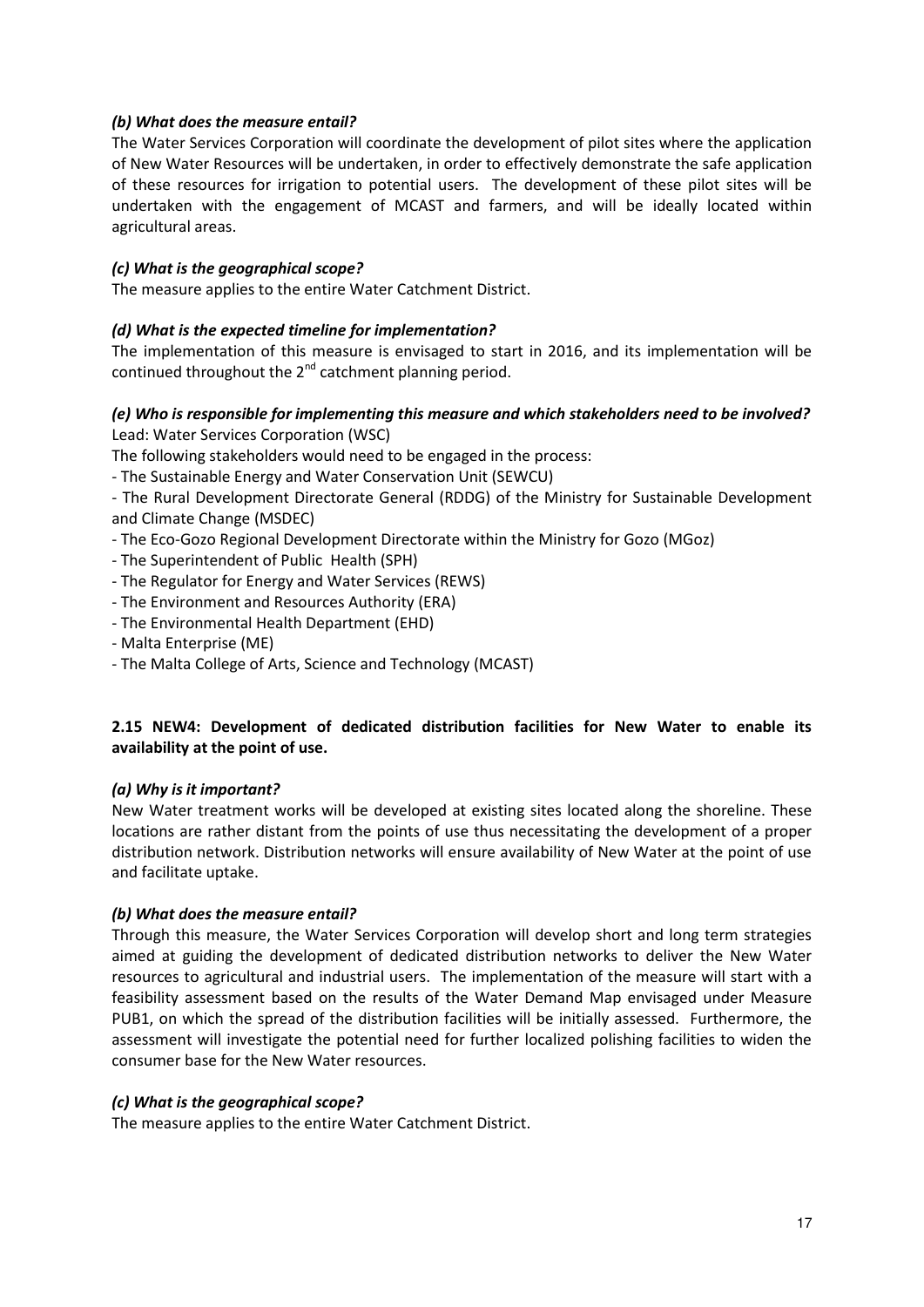### *(b) What does the measure entail?*

The Water Services Corporation will coordinate the development of pilot sites where the application of New Water Resources will be undertaken, in order to effectively demonstrate the safe application of these resources for irrigation to potential users. The development of these pilot sites will be undertaken with the engagement of MCAST and farmers, and will be ideally located within agricultural areas.

### *(c) What is the geographical scope?*

The measure applies to the entire Water Catchment District.

### *(d) What is the expected timeline for implementation?*

The implementation of this measure is envisaged to start in 2016, and its implementation will be continued throughout the 2nd catchment planning period.

### *(e) Who is responsible for implementing this measure and which stakeholders need to be involved?*

Lead: Water Services Corporation (WSC)

The following stakeholders would need to be engaged in the process:

- The Sustainable Energy and Water Conservation Unit (SEWCU)
- The Rural Development Directorate General (RDDG) of the Ministry for Sustainable Development and Climate Change (MSDEC)
- The Eco-Gozo Regional Development Directorate within the Ministry for Gozo (MGoz)
- The Superintendent of Public Health (SPH)
- The Regulator for Energy and Water Services (REWS)
- The Environment and Resources Authority (ERA)
- The Environmental Health Department (EHD)
- Malta Enterprise (ME)
- The Malta College of Arts, Science and Technology (MCAST)

## 2.15 NEW4: Development of dedicated distribution facilities for New Water to enable its availability at the point of use.

### *(a) Why is it important?*

New Water treatment works will be developed at existing sites located along the shoreline. These locations are rather distant from the points of use thus necessitating the development of a proper distribution network. Distribution networks will ensure availability of New Water at the point of use and facilitate uptake.

### *(b) What does the measure entail?*

Through this measure, the Water Services Corporation will develop short and long term strategies aimed at guiding the development of dedicated distribution networks to deliver the New Water resources to agricultural and industrial users. The implementation of the measure will start with a feasibility assessment based on the results of the Water Demand Map envisaged under Measure PUB1, on which the spread of the distribution facilities will be initially assessed. Furthermore, the assessment will investigate the potential need for further localized polishing facilities to widen the consumer base for the New Water resources.

### *(c) What is the geographical scope?*

The measure applies to the entire Water Catchment District.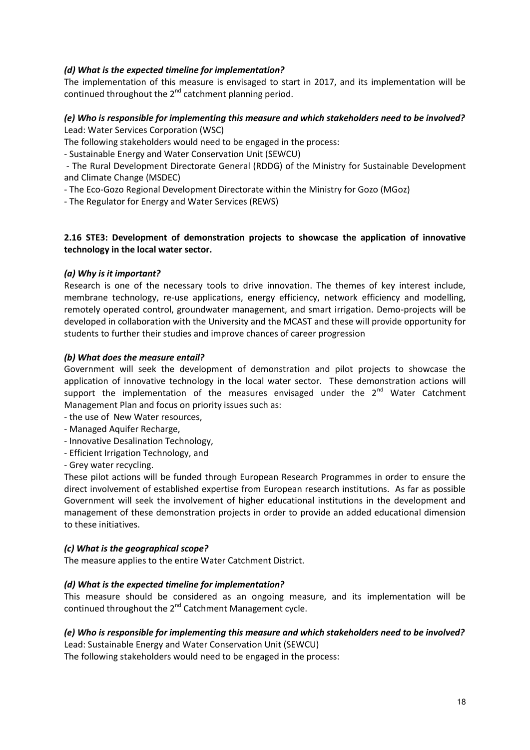***(d) What is the expected timeline for implementation?***

The implementation of this measure is envisaged to start in 2017, and its implementation will be continued throughout the 2nd catchment planning period.

***(e) Who is responsible for implementing this measure and which stakeholders need to be involved?***

Lead: Water Services Corporation (WSC)

The following stakeholders would need to be engaged in the process:

- Sustainable Energy and Water Conservation Unit (SEWCU)
- The Rural Development Directorate General (RDDG) of the Ministry for Sustainable Development and Climate Change (MSDEC)
- The Eco-Gozo Regional Development Directorate within the Ministry for Gozo (MGoz)
- The Regulator for Energy and Water Services (REWS)

**2.16 STE3: Development of demonstration projects to showcase the application of innovative technology in the local water sector.**

***(a) Why is it important?***

Research is one of the necessary tools to drive innovation. The themes of key interest include, membrane technology, re-use applications, energy efficiency, network efficiency and modelling, remotely operated control, groundwater management, and smart irrigation. Demo-projects will be developed in collaboration with the University and the MCAST and these will provide opportunity for students to further their studies and improve chances of career progression

***(b) What does the measure entail?***

Government will seek the development of demonstration and pilot projects to showcase the application of innovative technology in the local water sector. These demonstration actions will support the implementation of the measures envisaged under the 2nd Water Catchment Management Plan and focus on priority issues such as:

- the use of New Water resources,
- Managed Aquifer Recharge,
- Innovative Desalination Technology,
- Efficient Irrigation Technology, and
- Grey water recycling.

These pilot actions will be funded through European Research Programmes in order to ensure the direct involvement of established expertise from European research institutions. As far as possible Government will seek the involvement of higher educational institutions in the development and management of these demonstration projects in order to provide an added educational dimension to these initiatives.

***(c) What is the geographical scope?***

The measure applies to the entire Water Catchment District.

***(d) What is the expected timeline for implementation?***

This measure should be considered as an ongoing measure, and its implementation will be continued throughout the 2nd Catchment Management cycle.

***(e) Who is responsible for implementing this measure and which stakeholders need to be involved?***

Lead: Sustainable Energy and Water Conservation Unit (SEWCU)

The following stakeholders would need to be engaged in the process: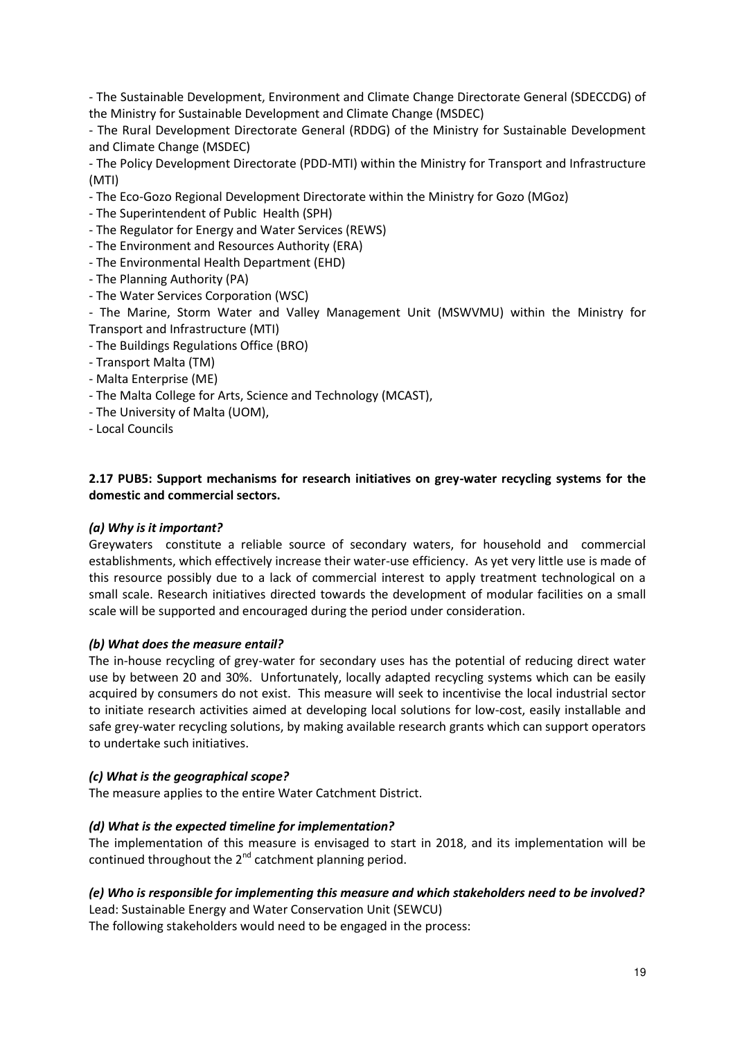- The Sustainable Development, Environment and Climate Change Directorate General (SDECCDG) of the Ministry for Sustainable Development and Climate Change (MSDEC)
- The Rural Development Directorate General (RDDG) of the Ministry for Sustainable Development and Climate Change (MSDEC)
- The Policy Development Directorate (PDD-MTI) within the Ministry for Transport and Infrastructure (MTI)
- The Eco-Gozo Regional Development Directorate within the Ministry for Gozo (MGoz)
- The Superintendent of Public Health (SPH)
- The Regulator for Energy and Water Services (REWS)
- The Environment and Resources Authority (ERA)
- The Environmental Health Department (EHD)
- The Planning Authority (PA)
- The Water Services Corporation (WSC)
- The Marine, Storm Water and Valley Management Unit (MSWVMU) within the Ministry for Transport and Infrastructure (MTI)
- The Buildings Regulations Office (BRO)
- Transport Malta (TM)
- Malta Enterprise (ME)
- The Malta College for Arts, Science and Technology (MCAST),
- The University of Malta (UOM),
- Local Councils

### 2.17 PUB5: Support mechanisms for research initiatives on grey-water recycling systems for the domestic and commercial sectors.

***(a) Why is it important?***

Greywaters constitute a reliable source of secondary waters, for household and commercial establishments, which effectively increase their water-use efficiency. As yet very little use is made of this resource possibly due to a lack of commercial interest to apply treatment technological on a small scale. Research initiatives directed towards the development of modular facilities on a small scale will be supported and encouraged during the period under consideration.

***(b) What does the measure entail?***

The in-house recycling of grey-water for secondary uses has the potential of reducing direct water use by between 20 and 30%. Unfortunately, locally adapted recycling systems which can be easily acquired by consumers do not exist. This measure will seek to incentivise the local industrial sector to initiate research activities aimed at developing local solutions for low-cost, easily installable and safe grey-water recycling solutions, by making available research grants which can support operators to undertake such initiatives.

***(c) What is the geographical scope?***

The measure applies to the entire Water Catchment District.

***(d) What is the expected timeline for implementation?***

The implementation of this measure is envisaged to start in 2018, and its implementation will be continued throughout the 2nd catchment planning period.

***(e) Who is responsible for implementing this measure and which stakeholders need to be involved?***

Lead: Sustainable Energy and Water Conservation Unit (SEWCU)

The following stakeholders would need to be engaged in the process: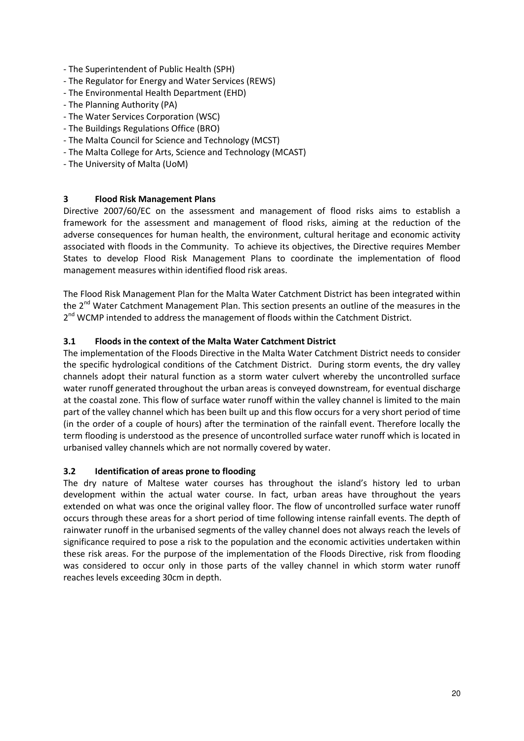- The Superintendent of Public Health (SPH)
- The Regulator for Energy and Water Services (REWS)
- The Environmental Health Department (EHD)
- The Planning Authority (PA)
- The Water Services Corporation (WSC)
- The Buildings Regulations Office (BRO)
- The Malta Council for Science and Technology (MCST)
- The Malta College for Arts, Science and Technology (MCAST)
- The University of Malta (UoM)

## 3 Flood Risk Management Plans

Directive 2007/60/EC on the assessment and management of flood risks aims to establish a framework for the assessment and management of flood risks, aiming at the reduction of the adverse consequences for human health, the environment, cultural heritage and economic activity associated with floods in the Community. To achieve its objectives, the Directive requires Member States to develop Flood Risk Management Plans to coordinate the implementation of flood management measures within identified flood risk areas.

The Flood Risk Management Plan for the Malta Water Catchment District has been integrated within the 2nd Water Catchment Management Plan. This section presents an outline of the measures in the 2nd WCMP intended to address the management of floods within the Catchment District.

### 3.1 Floods in the context of the Malta Water Catchment District

The implementation of the Floods Directive in the Malta Water Catchment District needs to consider the specific hydrological conditions of the Catchment District. During storm events, the dry valley channels adopt their natural function as a storm water culvert whereby the uncontrolled surface water runoff generated throughout the urban areas is conveyed downstream, for eventual discharge at the coastal zone. This flow of surface water runoff within the valley channel is limited to the main part of the valley channel which has been built up and this flow occurs for a very short period of time (in the order of a couple of hours) after the termination of the rainfall event. Therefore locally the term flooding is understood as the presence of uncontrolled surface water runoff which is located in urbanised valley channels which are not normally covered by water.

### 3.2 Identification of areas prone to flooding

The dry nature of Maltese water courses has throughout the island's history led to urban development within the actual water course. In fact, urban areas have throughout the years extended on what was once the original valley floor. The flow of uncontrolled surface water runoff occurs through these areas for a short period of time following intense rainfall events. The depth of rainwater runoff in the urbanised segments of the valley channel does not always reach the levels of significance required to pose a risk to the population and the economic activities undertaken within these risk areas. For the purpose of the implementation of the Floods Directive, risk from flooding was considered to occur only in those parts of the valley channel in which storm water runoff reaches levels exceeding 30cm in depth.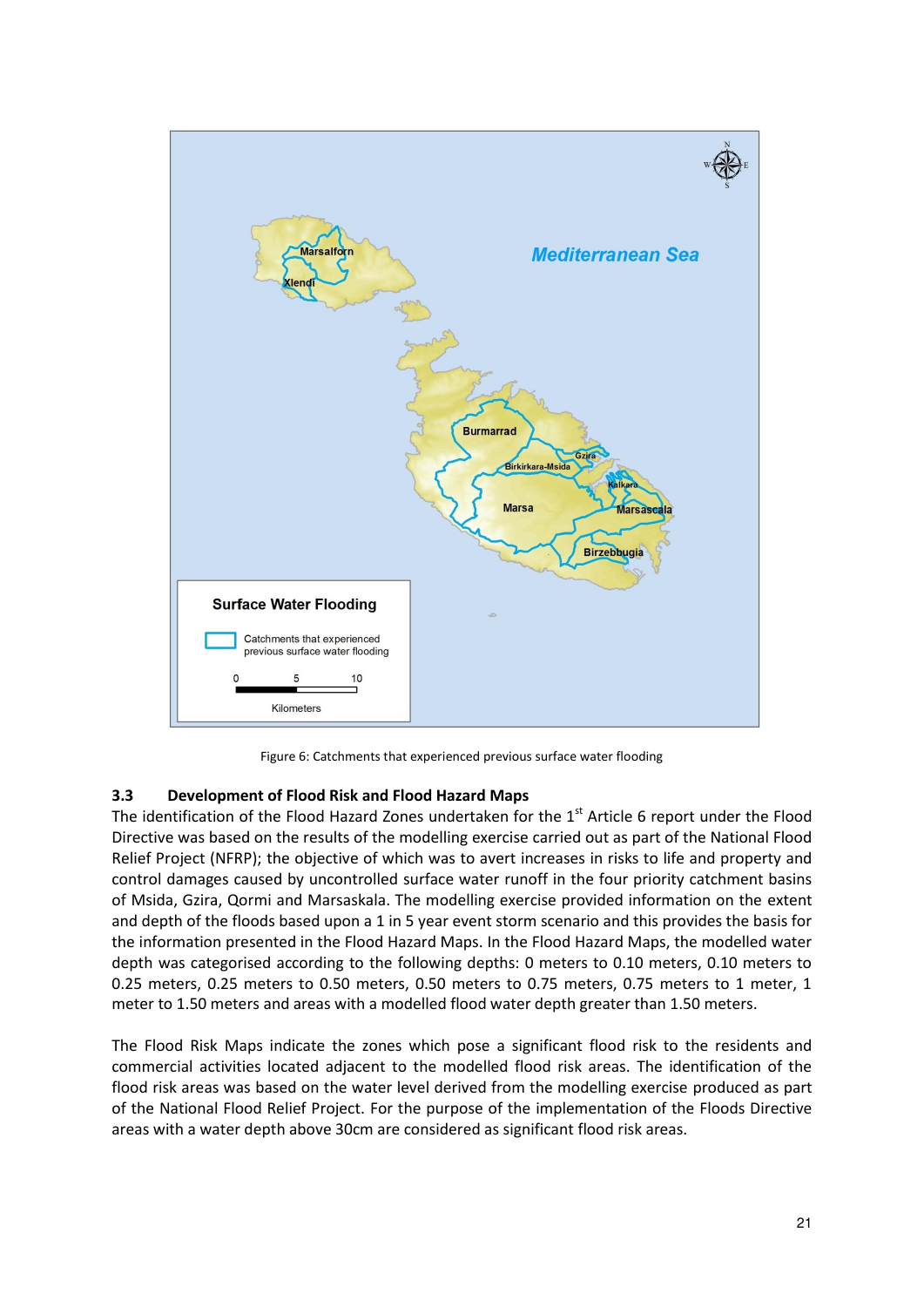Figure 6: Catchments that experienced previous surface water flooding

### 3.3 Development of Flood Risk and Flood Hazard Maps

The identification of the Flood Hazard Zones undertaken for the 1st Article 6 report under the Flood Directive was based on the results of the modelling exercise carried out as part of the National Flood Relief Project (NFRP); the objective of which was to avert increases in risks to life and property and control damages caused by uncontrolled surface water runoff in the four priority catchment basins of Msida, Gzira, Qormi and Marsaskala. The modelling exercise provided information on the extent and depth of the floods based upon a 1 in 5 year event storm scenario and this provides the basis for the information presented in the Flood Hazard Maps. In the Flood Hazard Maps, the modelled water depth was categorised according to the following depths: 0 meters to 0.10 meters, 0.10 meters to 0.25 meters, 0.25 meters to 0.50 meters, 0.50 meters to 0.75 meters, 0.75 meters to 1 meter, 1 meter to 1.50 meters and areas with a modelled flood water depth greater than 1.50 meters.

The Flood Risk Maps indicate the zones which pose a significant flood risk to the residents and commercial activities located adjacent to the modelled flood risk areas. The identification of the flood risk areas was based on the water level derived from the modelling exercise produced as part of the National Flood Relief Project. For the purpose of the implementation of the Floods Directive areas with a water depth above 30cm are considered as significant flood risk areas.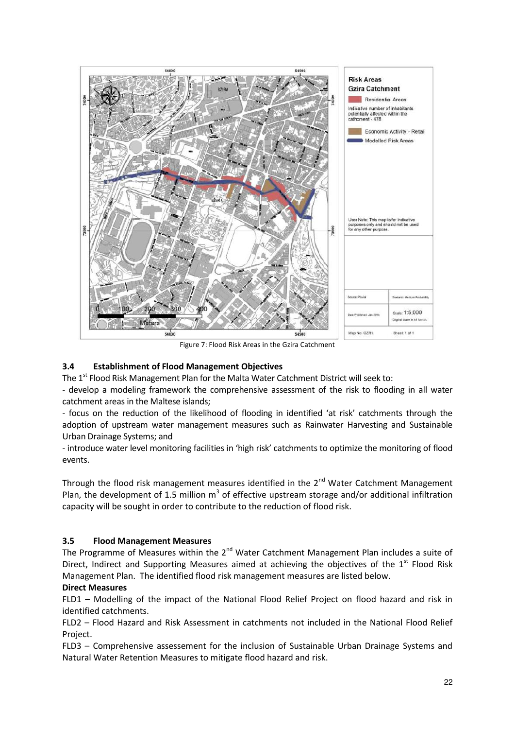Figure 7: Flood Risk Areas in the Gzira Catchment

### 3.4 Establishment of Flood Management Objectives

The 1st Flood Risk Management Plan for the Malta Water Catchment District will seek to:

- develop a modeling framework the comprehensive assessment of the risk to flooding in all water catchment areas in the Maltese islands;
- focus on the reduction of the likelihood of flooding in identified 'at risk' catchments through the adoption of upstream water management measures such as Rainwater Harvesting and Sustainable Urban Drainage Systems; and
- introduce water level monitoring facilities in 'high risk' catchments to optimize the monitoring of flood events.

Through the flood risk management measures identified in the 2nd Water Catchment Management Plan, the development of 1.5 million $m^3$ of effective upstream storage and/or additional infiltration capacity will be sought in order to contribute to the reduction of flood risk.

### 3.5 Flood Management Measures

The Programme of Measures within the 2nd Water Catchment Management Plan includes a suite of Direct, Indirect and Supporting Measures aimed at achieving the objectives of the 1st Flood Risk Management Plan. The identified flood risk management measures are listed below.

**Direct Measures**

FLD1 – Modelling of the impact of the National Flood Relief Project on flood hazard and risk in identified catchments.

FLD2 – Flood Hazard and Risk Assessment in catchments not included in the National Flood Relief Project.

FLD3 – Comprehensive assessement for the inclusion of Sustainable Urban Drainage Systems and Natural Water Retention Measures to mitigate flood hazard and risk.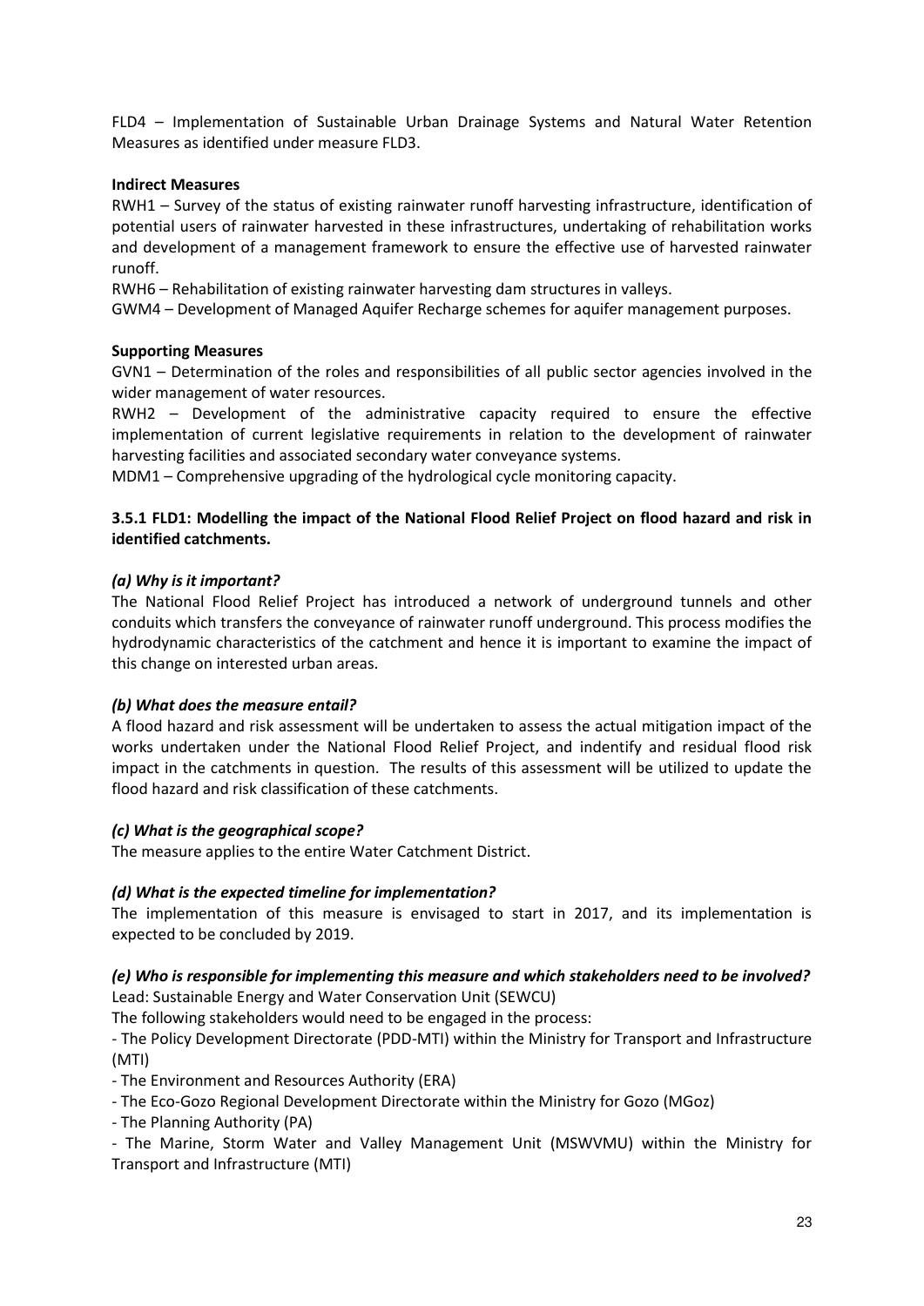FLD4 – Implementation of Sustainable Urban Drainage Systems and Natural Water Retention Measures as identified under measure FLD3.

**Indirect Measures**

RWH1 – Survey of the status of existing rainwater runoff harvesting infrastructure, identification of potential users of rainwater harvested in these infrastructures, undertaking of rehabilitation works and development of a management framework to ensure the effective use of harvested rainwater runoff.

RWH6 – Rehabilitation of existing rainwater harvesting dam structures in valleys.

GWM4 – Development of Managed Aquifer Recharge schemes for aquifer management purposes.

**Supporting Measures**

GVN1 – Determination of the roles and responsibilities of all public sector agencies involved in the wider management of water resources.

RWH2 – Development of the administrative capacity required to ensure the effective implementation of current legislative requirements in relation to the development of rainwater harvesting facilities and associated secondary water conveyance systems.

MDM1 – Comprehensive upgrading of the hydrological cycle monitoring capacity.

### 3.5.1 FLD1: Modelling the impact of the National Flood Relief Project on flood hazard and risk in identified catchments.

***(a) Why is it important?***

The National Flood Relief Project has introduced a network of underground tunnels and other conduits which transfers the conveyance of rainwater runoff underground. This process modifies the hydrodynamic characteristics of the catchment and hence it is important to examine the impact of this change on interested urban areas.

***(b) What does the measure entail?***

A flood hazard and risk assessment will be undertaken to assess the actual mitigation impact of the works undertaken under the National Flood Relief Project, and indentify and residual flood risk impact in the catchments in question. The results of this assessment will be utilized to update the flood hazard and risk classification of these catchments.

***(c) What is the geographical scope?***

The measure applies to the entire Water Catchment District.

***(d) What is the expected timeline for implementation?***

The implementation of this measure is envisaged to start in 2017, and its implementation is expected to be concluded by 2019.

***(e) Who is responsible for implementing this measure and which stakeholders need to be involved?***

Lead: Sustainable Energy and Water Conservation Unit (SEWCU)

The following stakeholders would need to be engaged in the process:

- The Policy Development Directorate (PDD-MTI) within the Ministry for Transport and Infrastructure (MTI)
- The Environment and Resources Authority (ERA)
- The Eco-Gozo Regional Development Directorate within the Ministry for Gozo (MGoz)
- The Planning Authority (PA)
- The Marine, Storm Water and Valley Management Unit (MSWVMU) within the Ministry for Transport and Infrastructure (MTI)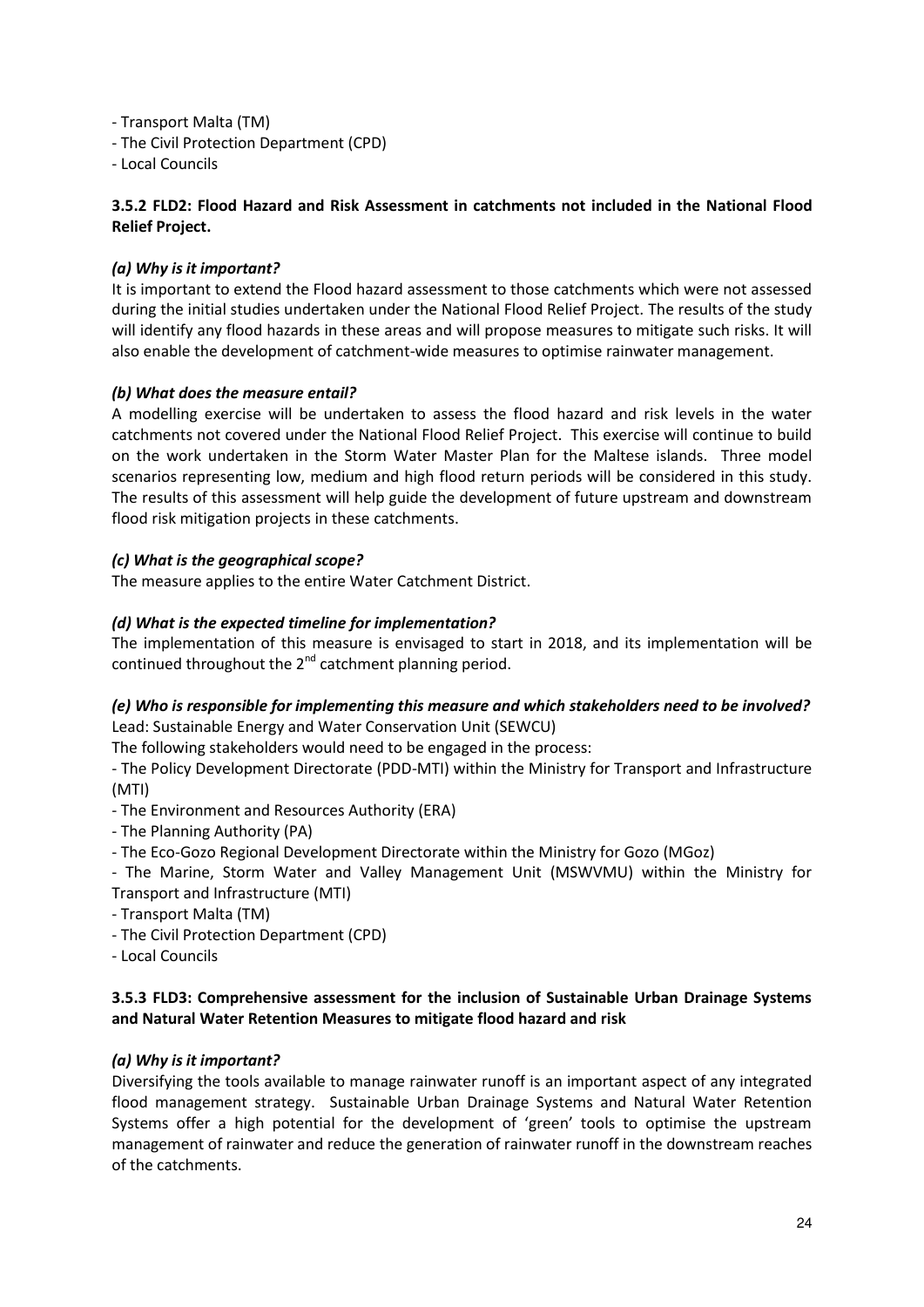- Transport Malta (TM)
- The Civil Protection Department (CPD)
- Local Councils

### 3.5.2 FLD2: Flood Hazard and Risk Assessment in catchments not included in the National Flood Relief Project.

#### *(a) Why is it important?*

It is important to extend the Flood hazard assessment to those catchments which were not assessed during the initial studies undertaken under the National Flood Relief Project. The results of the study will identify any flood hazards in these areas and will propose measures to mitigate such risks. It will also enable the development of catchment-wide measures to optimise rainwater management.

#### *(b) What does the measure entail?*

A modelling exercise will be undertaken to assess the flood hazard and risk levels in the water catchments not covered under the National Flood Relief Project. This exercise will continue to build on the work undertaken in the Storm Water Master Plan for the Maltese islands. Three model scenarios representing low, medium and high flood return periods will be considered in this study. The results of this assessment will help guide the development of future upstream and downstream flood risk mitigation projects in these catchments.

#### *(c) What is the geographical scope?*

The measure applies to the entire Water Catchment District.

#### *(d) What is the expected timeline for implementation?*

The implementation of this measure is envisaged to start in 2018, and its implementation will be continued throughout the 2nd catchment planning period.

#### *(e) Who is responsible for implementing this measure and which stakeholders need to be involved?*

Lead: Sustainable Energy and Water Conservation Unit (SEWCU)

The following stakeholders would need to be engaged in the process:

- The Policy Development Directorate (PDD-MTI) within the Ministry for Transport and Infrastructure (MTI)
- The Environment and Resources Authority (ERA)
- The Planning Authority (PA)
- The Eco-Gozo Regional Development Directorate within the Ministry for Gozo (MGoz)
- The Marine, Storm Water and Valley Management Unit (MSWVMU) within the Ministry for Transport and Infrastructure (MTI)
- Transport Malta (TM)
- The Civil Protection Department (CPD)
- Local Councils

### 3.5.3 FLD3: Comprehensive assessment for the inclusion of Sustainable Urban Drainage Systems and Natural Water Retention Measures to mitigate flood hazard and risk

#### *(a) Why is it important?*

Diversifying the tools available to manage rainwater runoff is an important aspect of any integrated flood management strategy. Sustainable Urban Drainage Systems and Natural Water Retention Systems offer a high potential for the development of 'green' tools to optimise the upstream management of rainwater and reduce the generation of rainwater runoff in the downstream reaches of the catchments.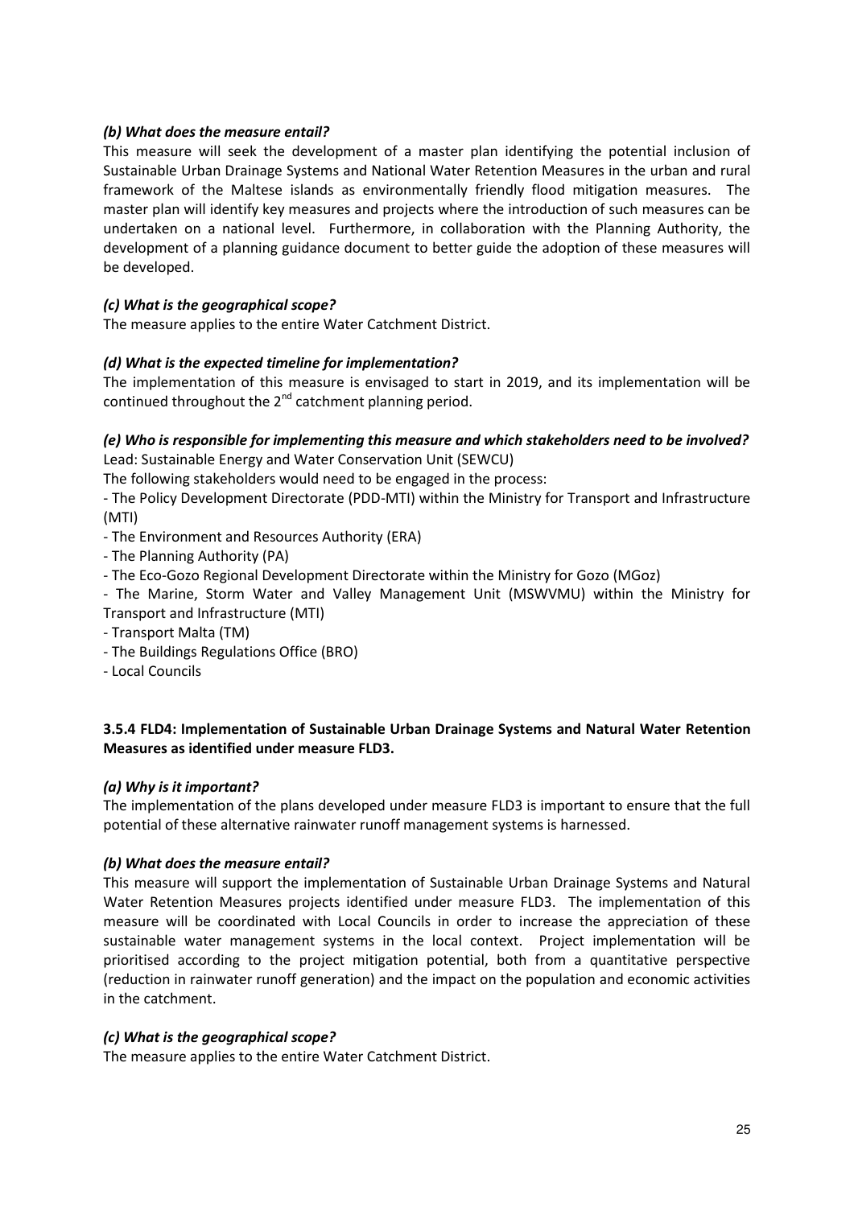*(b) What does the measure entail?*

This measure will seek the development of a master plan identifying the potential inclusion of Sustainable Urban Drainage Systems and National Water Retention Measures in the urban and rural framework of the Maltese islands as environmentally friendly flood mitigation measures. The master plan will identify key measures and projects where the introduction of such measures can be undertaken on a national level. Furthermore, in collaboration with the Planning Authority, the development of a planning guidance document to better guide the adoption of these measures will be developed.

*(c) What is the geographical scope?*

The measure applies to the entire Water Catchment District.

*(d) What is the expected timeline for implementation?*

The implementation of this measure is envisaged to start in 2019, and its implementation will be continued throughout the 2nd catchment planning period.

*(e) Who is responsible for implementing this measure and which stakeholders need to be involved?*

Lead: Sustainable Energy and Water Conservation Unit (SEWCU)

The following stakeholders would need to be engaged in the process:

- The Policy Development Directorate (PDD-MTI) within the Ministry for Transport and Infrastructure (MTI)
- The Environment and Resources Authority (ERA)
- The Planning Authority (PA)
- The Eco-Gozo Regional Development Directorate within the Ministry for Gozo (MGoz)
- The Marine, Storm Water and Valley Management Unit (MSWVMU) within the Ministry for Transport and Infrastructure (MTI)
- Transport Malta (TM)
- The Buildings Regulations Office (BRO)
- Local Councils

### 3.5.4 FLD4: Implementation of Sustainable Urban Drainage Systems and Natural Water Retention Measures as identified under measure FLD3.

*(a) Why is it important?*

The implementation of the plans developed under measure FLD3 is important to ensure that the full potential of these alternative rainwater runoff management systems is harnessed.

*(b) What does the measure entail?*

This measure will support the implementation of Sustainable Urban Drainage Systems and Natural Water Retention Measures projects identified under measure FLD3. The implementation of this measure will be coordinated with Local Councils in order to increase the appreciation of these sustainable water management systems in the local context. Project implementation will be prioritised according to the project mitigation potential, both from a quantitative perspective (reduction in rainwater runoff generation) and the impact on the population and economic activities in the catchment.

*(c) What is the geographical scope?*

The measure applies to the entire Water Catchment District.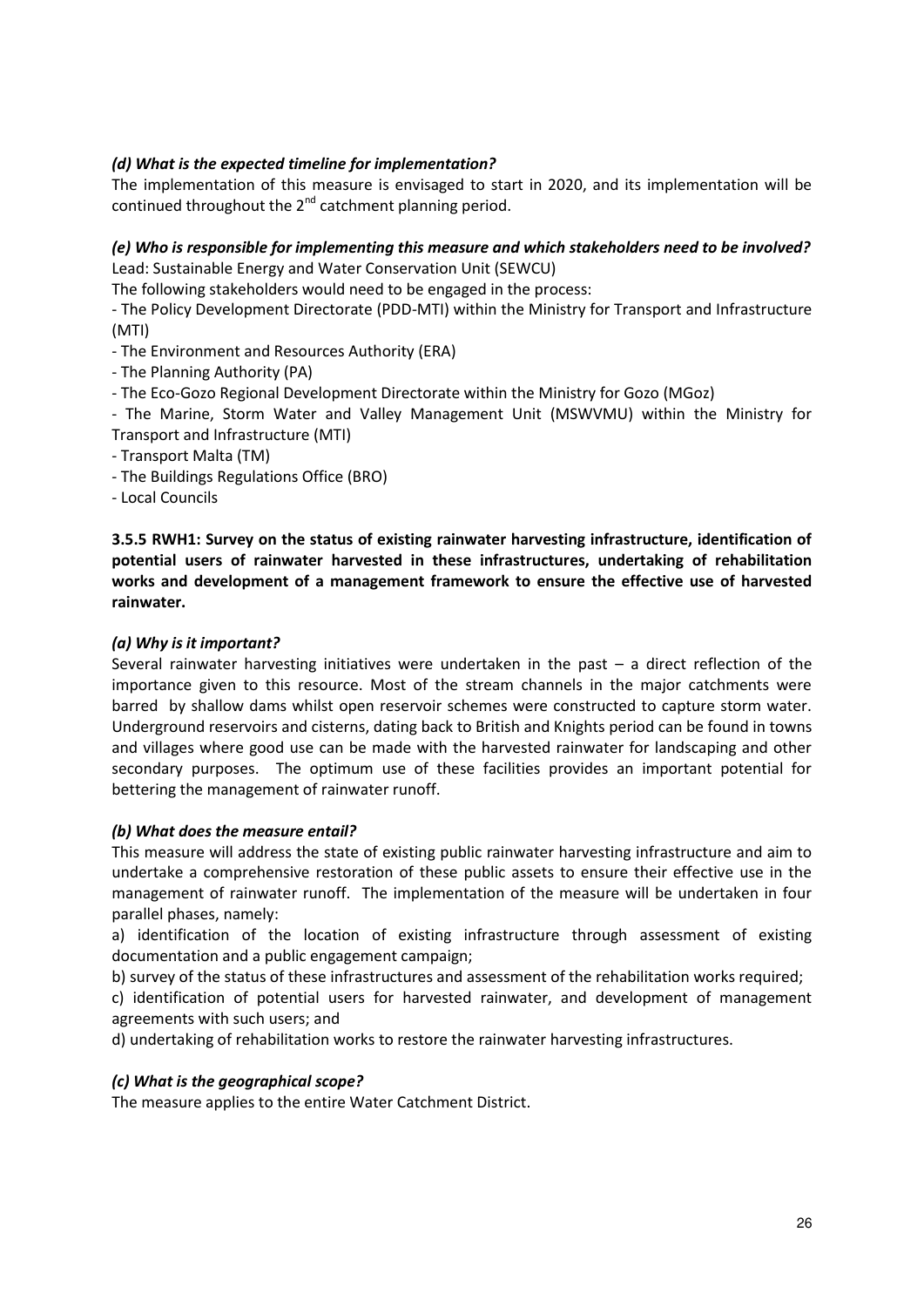***(d) What is the expected timeline for implementation?***

The implementation of this measure is envisaged to start in 2020, and its implementation will be continued throughout the 2nd catchment planning period.

***(e) Who is responsible for implementing this measure and which stakeholders need to be involved?***

Lead: Sustainable Energy and Water Conservation Unit (SEWCU)

The following stakeholders would need to be engaged in the process:

- The Policy Development Directorate (PDD-MTI) within the Ministry for Transport and Infrastructure (MTI)
- The Environment and Resources Authority (ERA)
- The Planning Authority (PA)
- The Eco-Gozo Regional Development Directorate within the Ministry for Gozo (MGoz)
- The Marine, Storm Water and Valley Management Unit (MSWVMU) within the Ministry for Transport and Infrastructure (MTI)
- Transport Malta (TM)
- The Buildings Regulations Office (BRO)
- Local Councils

**3.5.5 RWH1: Survey on the status of existing rainwater harvesting infrastructure, identification of potential users of rainwater harvested in these infrastructures, undertaking of rehabilitation works and development of a management framework to ensure the effective use of harvested rainwater.**

***(a) Why is it important?***

Several rainwater harvesting initiatives were undertaken in the past – a direct reflection of the importance given to this resource. Most of the stream channels in the major catchments were barred by shallow dams whilst open reservoir schemes were constructed to capture storm water. Underground reservoirs and cisterns, dating back to British and Knights period can be found in towns and villages where good use can be made with the harvested rainwater for landscaping and other secondary purposes. The optimum use of these facilities provides an important potential for bettering the management of rainwater runoff.

***(b) What does the measure entail?***

This measure will address the state of existing public rainwater harvesting infrastructure and aim to undertake a comprehensive restoration of these public assets to ensure their effective use in the management of rainwater runoff. The implementation of the measure will be undertaken in four parallel phases, namely:

a) identification of the location of existing infrastructure through assessment of existing documentation and a public engagement campaign;

b) survey of the status of these infrastructures and assessment of the rehabilitation works required;

c) identification of potential users for harvested rainwater, and development of management agreements with such users; and

d) undertaking of rehabilitation works to restore the rainwater harvesting infrastructures.

***(c) What is the geographical scope?***

The measure applies to the entire Water Catchment District.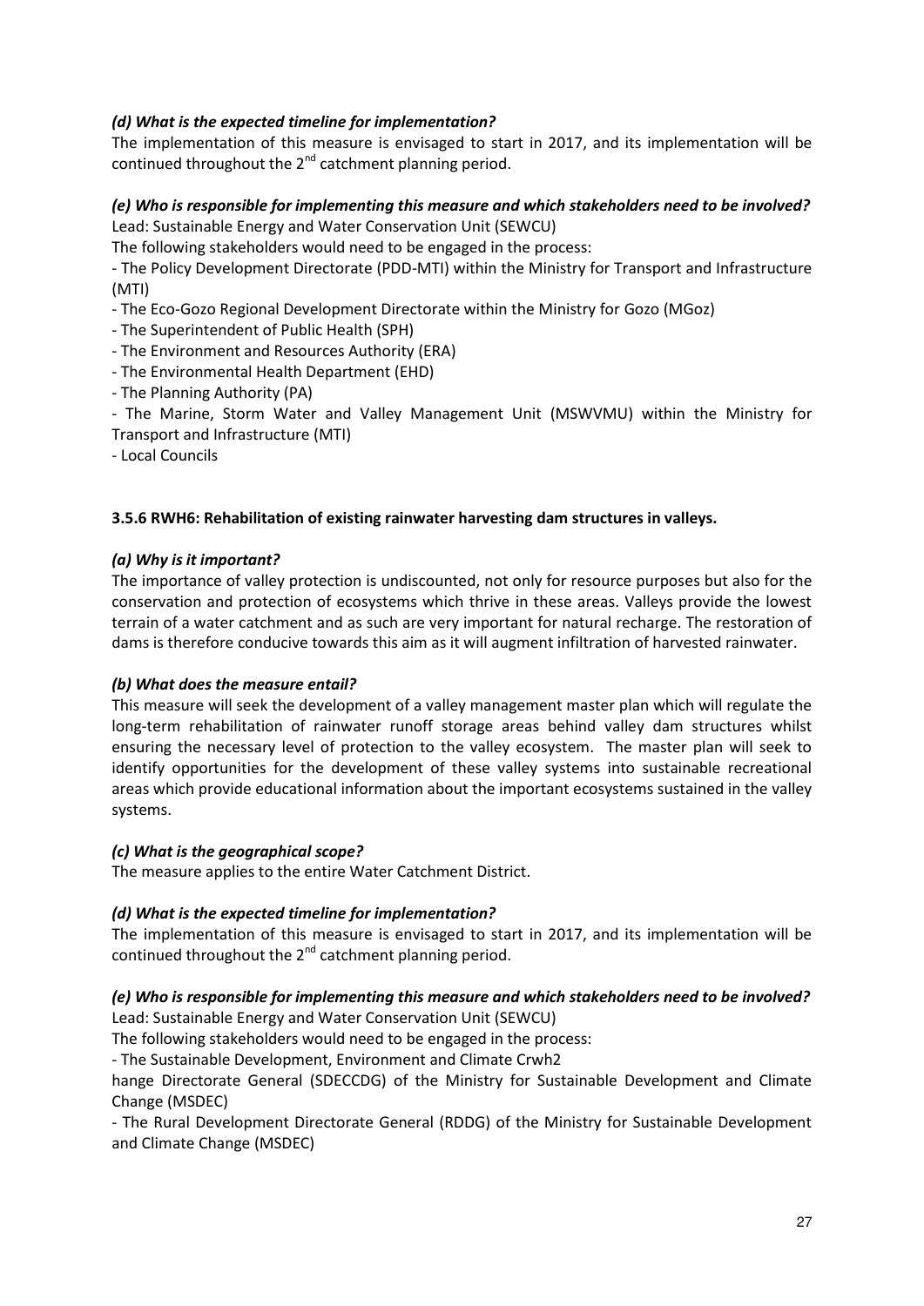*(d) What is the expected timeline for implementation?*

The implementation of this measure is envisaged to start in 2017, and its implementation will be continued throughout the 2[nd] catchment planning period.

***(e) Who is responsible for implementing this measure and which stakeholders need to be involved?***

Lead: Sustainable Energy and Water Conservation Unit (SEWCU)

The following stakeholders would need to be engaged in the process:

- The Policy Development Directorate (PDD-MTI) within the Ministry for Transport and Infrastructure (MTI)
- The Eco-Gozo Regional Development Directorate within the Ministry for Gozo (MGoz)
- The Superintendent of Public Health (SPH)
- The Environment and Resources Authority (ERA)
- The Environmental Health Department (EHD)
- The Planning Authority (PA)
- The Marine, Storm Water and Valley Management Unit (MSWVMU) within the Ministry for Transport and Infrastructure (MTI)
- Local Councils

### 3.5.6 RWH6: Rehabilitation of existing rainwater harvesting dam structures in valleys.

*(a) Why is it important?*

The importance of valley protection is undiscounted, not only for resource purposes but also for the conservation and protection of ecosystems which thrive in these areas. Valleys provide the lowest terrain of a water catchment and as such are very important for natural recharge. The restoration of dams is therefore conducive towards this aim as it will augment infiltration of harvested rainwater.

*(b) What does the measure entail?*

This measure will seek the development of a valley management master plan which will regulate the long-term rehabilitation of rainwater runoff storage areas behind valley dam structures whilst ensuring the necessary level of protection to the valley ecosystem. The master plan will seek to identify opportunities for the development of these valley systems into sustainable recreational areas which provide educational information about the important ecosystems sustained in the valley systems.

*(c) What is the geographical scope?*

The measure applies to the entire Water Catchment District.

*(d) What is the expected timeline for implementation?*

The implementation of this measure is envisaged to start in 2017, and its implementation will be continued throughout the 2[nd] catchment planning period.

***(e) Who is responsible for implementing this measure and which stakeholders need to be involved?***

Lead: Sustainable Energy and Water Conservation Unit (SEWCU)

The following stakeholders would need to be engaged in the process:

- The Sustainable Development, Environment and Climate Crwh2
hange Directorate General (SDECCDG) of the Ministry for Sustainable Development and Climate Change (MSDEC)
- The Rural Development Directorate General (RDDG) of the Ministry for Sustainable Development and Climate Change (MSDEC)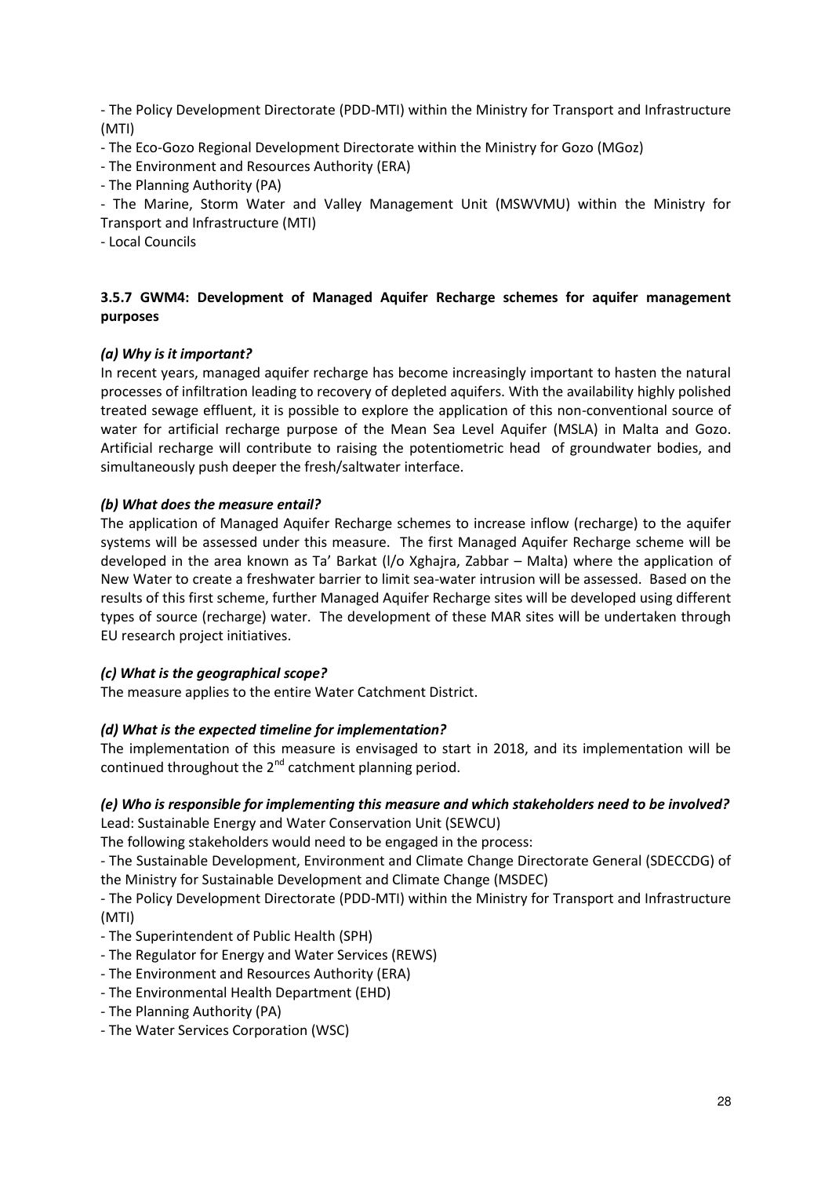- The Policy Development Directorate (PDD-MTI) within the Ministry for Transport and Infrastructure (MTI)
- The Eco-Gozo Regional Development Directorate within the Ministry for Gozo (MGoz)
- The Environment and Resources Authority (ERA)
- The Planning Authority (PA)
- The Marine, Storm Water and Valley Management Unit (MSWVMU) within the Ministry for Transport and Infrastructure (MTI)
- Local Councils

### 3.5.7 GWM4: Development of Managed Aquifer Recharge schemes for aquifer management purposes

***(a) Why is it important?***

In recent years, managed aquifer recharge has become increasingly important to hasten the natural processes of infiltration leading to recovery of depleted aquifers. With the availability highly polished treated sewage effluent, it is possible to explore the application of this non-conventional source of water for artificial recharge purpose of the Mean Sea Level Aquifer (MSLA) in Malta and Gozo. Artificial recharge will contribute to raising the potentiometric head of groundwater bodies, and simultaneously push deeper the fresh/saltwater interface.

***(b) What does the measure entail?***

The application of Managed Aquifer Recharge schemes to increase inflow (recharge) to the aquifer systems will be assessed under this measure. The first Managed Aquifer Recharge scheme will be developed in the area known as Ta' Barkat (l/o Xghajra, Zabbar – Malta) where the application of New Water to create a freshwater barrier to limit sea-water intrusion will be assessed. Based on the results of this first scheme, further Managed Aquifer Recharge sites will be developed using different types of source (recharge) water. The development of these MAR sites will be undertaken through EU research project initiatives.

***(c) What is the geographical scope?***

The measure applies to the entire Water Catchment District.

***(d) What is the expected timeline for implementation?***

The implementation of this measure is envisaged to start in 2018, and its implementation will be continued throughout the 2nd catchment planning period.

***(e) Who is responsible for implementing this measure and which stakeholders need to be involved?***

Lead: Sustainable Energy and Water Conservation Unit (SEWCU)

The following stakeholders would need to be engaged in the process:

- The Sustainable Development, Environment and Climate Change Directorate General (SDECCDG) of the Ministry for Sustainable Development and Climate Change (MSDEC)
- The Policy Development Directorate (PDD-MTI) within the Ministry for Transport and Infrastructure (MTI)
- The Superintendent of Public Health (SPH)
- The Regulator for Energy and Water Services (REWS)
- The Environment and Resources Authority (ERA)
- The Environmental Health Department (EHD)
- The Planning Authority (PA)
- The Water Services Corporation (WSC)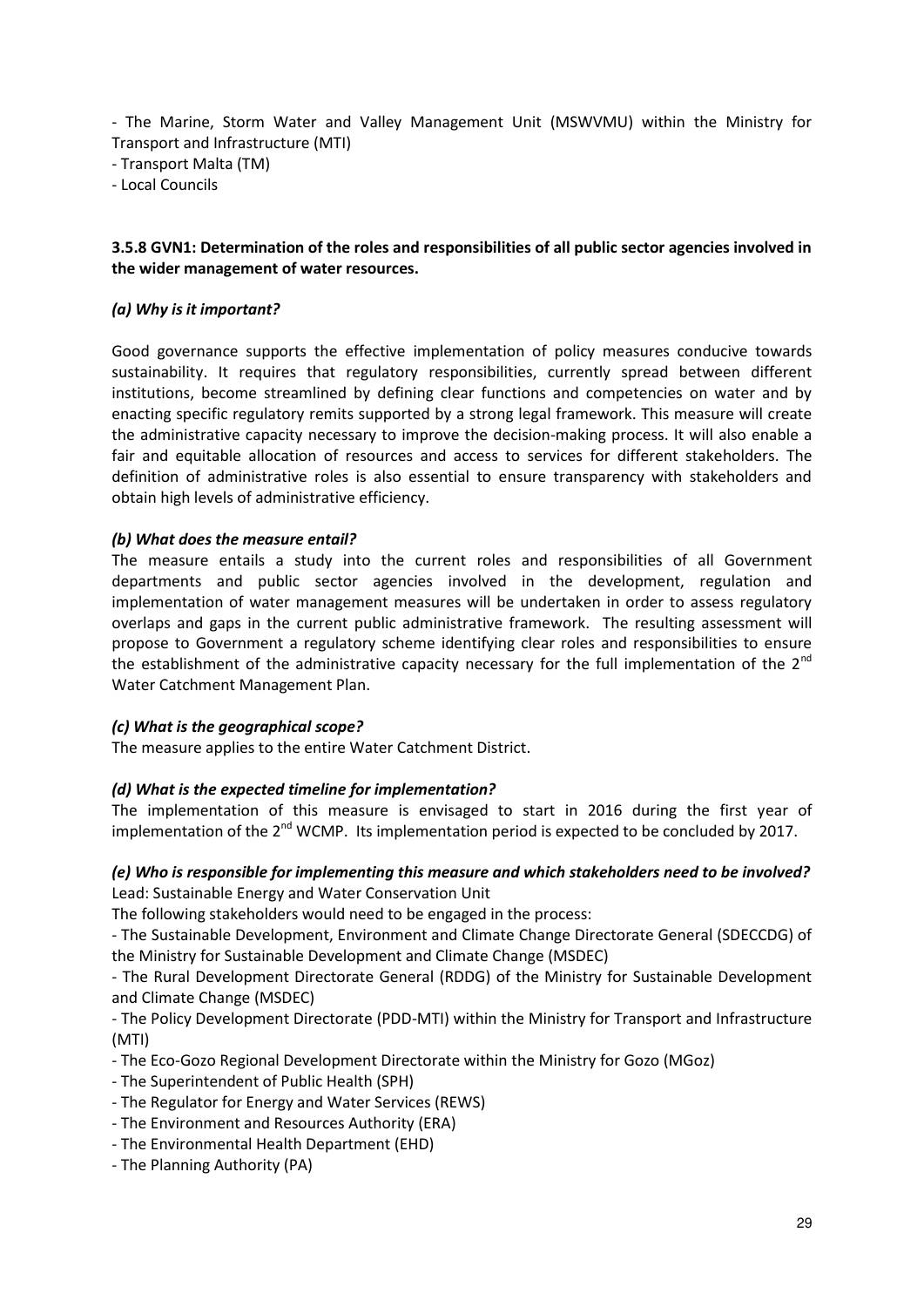- The Marine, Storm Water and Valley Management Unit (MSWVMU) within the Ministry for Transport and Infrastructure (MTI)
- Transport Malta (TM)
- Local Councils

### 3.5.8 GVN1: Determination of the roles and responsibilities of all public sector agencies involved in the wider management of water resources.

***(a) Why is it important?***

Good governance supports the effective implementation of policy measures conducive towards sustainability. It requires that regulatory responsibilities, currently spread between different institutions, become streamlined by defining clear functions and competencies on water and by enacting specific regulatory remits supported by a strong legal framework. This measure will create the administrative capacity necessary to improve the decision-making process. It will also enable a fair and equitable allocation of resources and access to services for different stakeholders. The definition of administrative roles is also essential to ensure transparency with stakeholders and obtain high levels of administrative efficiency.

***(b) What does the measure entail?***

The measure entails a study into the current roles and responsibilities of all Government departments and public sector agencies involved in the development, regulation and implementation of water management measures will be undertaken in order to assess regulatory overlaps and gaps in the current public administrative framework. The resulting assessment will propose to Government a regulatory scheme identifying clear roles and responsibilities to ensure the establishment of the administrative capacity necessary for the full implementation of the 2nd Water Catchment Management Plan.

***(c) What is the geographical scope?***

The measure applies to the entire Water Catchment District.

***(d) What is the expected timeline for implementation?***

The implementation of this measure is envisaged to start in 2016 during the first year of implementation of the 2nd WCMP. Its implementation period is expected to be concluded by 2017.

***(e) Who is responsible for implementing this measure and which stakeholders need to be involved?***

Lead: Sustainable Energy and Water Conservation Unit

The following stakeholders would need to be engaged in the process:

- The Sustainable Development, Environment and Climate Change Directorate General (SDECCDG) of the Ministry for Sustainable Development and Climate Change (MSDEC)
- The Rural Development Directorate General (RDDG) of the Ministry for Sustainable Development and Climate Change (MSDEC)
- The Policy Development Directorate (PDD-MTI) within the Ministry for Transport and Infrastructure (MTI)
- The Eco-Gozo Regional Development Directorate within the Ministry for Gozo (MGoz)
- The Superintendent of Public Health (SPH)
- The Regulator for Energy and Water Services (REWS)
- The Environment and Resources Authority (ERA)
- The Environmental Health Department (EHD)
- The Planning Authority (PA)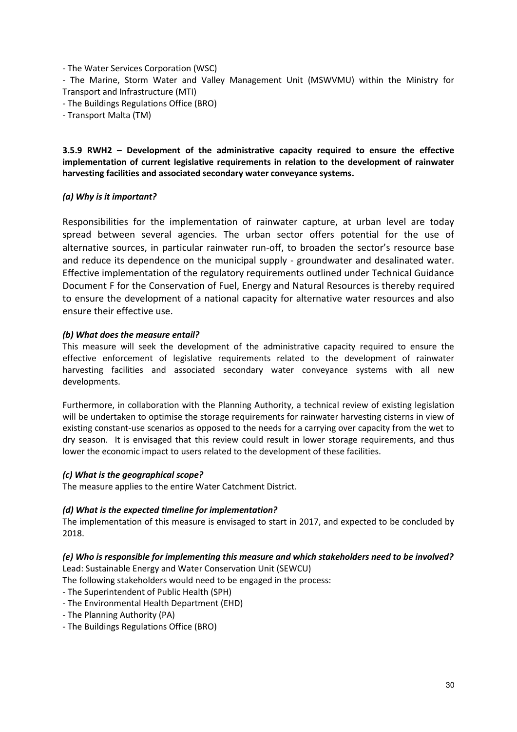- The Water Services Corporation (WSC)
- The Marine, Storm Water and Valley Management Unit (MSWVMU) within the Ministry for Transport and Infrastructure (MTI)
- The Buildings Regulations Office (BRO)
- Transport Malta (TM)

### 3.5.9 RWH2 – Development of the administrative capacity required to ensure the effective implementation of current legislative requirements in relation to the development of rainwater harvesting facilities and associated secondary water conveyance systems.

***(a) Why is it important?***

Responsibilities for the implementation of rainwater capture, at urban level are today spread between several agencies. The urban sector offers potential for the use of alternative sources, in particular rainwater run-off, to broaden the sector's resource base and reduce its dependence on the municipal supply - groundwater and desalinated water. Effective implementation of the regulatory requirements outlined under Technical Guidance Document F for the Conservation of Fuel, Energy and Natural Resources is thereby required to ensure the development of a national capacity for alternative water resources and also ensure their effective use.

***(b) What does the measure entail?***

This measure will seek the development of the administrative capacity required to ensure the effective enforcement of legislative requirements related to the development of rainwater harvesting facilities and associated secondary water conveyance systems with all new developments.

Furthermore, in collaboration with the Planning Authority, a technical review of existing legislation will be undertaken to optimise the storage requirements for rainwater harvesting cisterns in view of existing constant-use scenarios as opposed to the needs for a carrying over capacity from the wet to dry season. It is envisaged that this review could result in lower storage requirements, and thus lower the economic impact to users related to the development of these facilities.

***(c) What is the geographical scope?***

The measure applies to the entire Water Catchment District.

***(d) What is the expected timeline for implementation?***

The implementation of this measure is envisaged to start in 2017, and expected to be concluded by 2018.

***(e) Who is responsible for implementing this measure and which stakeholders need to be involved?***

Lead: Sustainable Energy and Water Conservation Unit (SEWCU)

The following stakeholders would need to be engaged in the process:

- The Superintendent of Public Health (SPH)
- The Environmental Health Department (EHD)
- The Planning Authority (PA)
- The Buildings Regulations Office (BRO)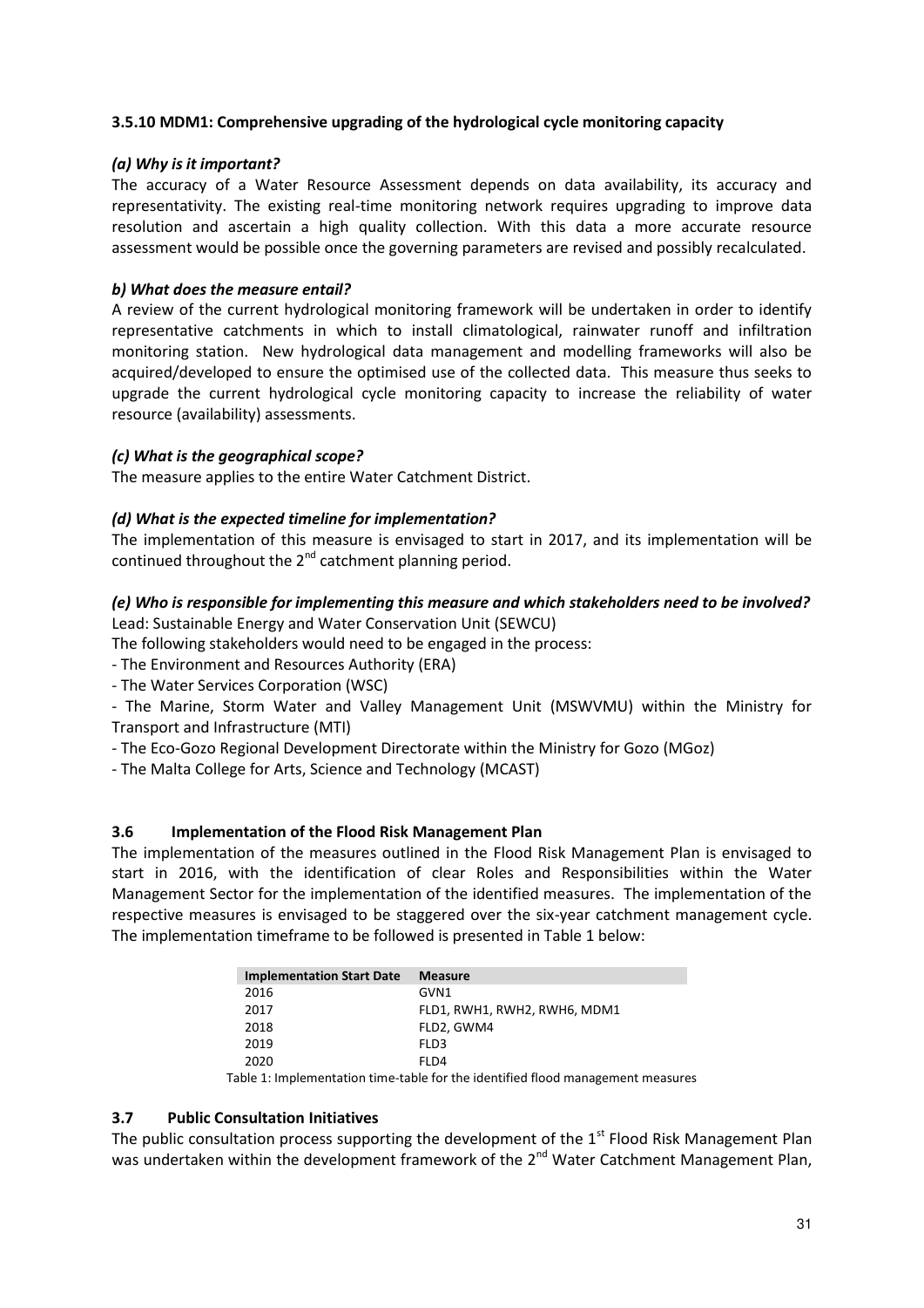### 3.5.10 MDM1: Comprehensive upgrading of the hydrological cycle monitoring capacity

***(a) Why is it important?***

The accuracy of a Water Resource Assessment depends on data availability, its accuracy and representativity. The existing real-time monitoring network requires upgrading to improve data resolution and ascertain a high quality collection. With this data a more accurate resource assessment would be possible once the governing parameters are revised and possibly recalculated.

***b) What does the measure entail?***

A review of the current hydrological monitoring framework will be undertaken in order to identify representative catchments in which to install climatological, rainwater runoff and infiltration monitoring station. New hydrological data management and modelling frameworks will also be acquired/developed to ensure the optimised use of the collected data. This measure thus seeks to upgrade the current hydrological cycle monitoring capacity to increase the reliability of water resource (availability) assessments.

***(c) What is the geographical scope?***

The measure applies to the entire Water Catchment District.

***(d) What is the expected timeline for implementation?***

The implementation of this measure is envisaged to start in 2017, and its implementation will be continued throughout the 2nd catchment planning period.

***(e) Who is responsible for implementing this measure and which stakeholders need to be involved?***

Lead: Sustainable Energy and Water Conservation Unit (SEWCU)

The following stakeholders would need to be engaged in the process:

- The Environment and Resources Authority (ERA)
- The Water Services Corporation (WSC)
- The Marine, Storm Water and Valley Management Unit (MSWVMU) within the Ministry for Transport and Infrastructure (MTI)
- The Eco-Gozo Regional Development Directorate within the Ministry for Gozo (MGoz)
- The Malta College for Arts, Science and Technology (MCAST)

## 3.6 Implementation of the Flood Risk Management Plan

The implementation of the measures outlined in the Flood Risk Management Plan is envisaged to start in 2016, with the identification of clear Roles and Responsibilities within the Water Management Sector for the implementation of the identified measures. The implementation of the respective measures is envisaged to be staggered over the six-year catchment management cycle. The implementation timeframe to be followed is presented in Table 1 below:

| Implementation Start Date | Measure |
|---|---|
| 2016 | GVN1 |
| 2017 | FLD1, RWH1, RWH2, RWH6, MDM1 |
| 2018 | FLD2, GWM4 |
| 2019 | FLD3 |
| 2020 | FLD4 |

Table 1: Implementation time-table for the identified flood management measures

## 3.7 Public Consultation Initiatives

The public consultation process supporting the development of the 1st Flood Risk Management Plan was undertaken within the development framework of the 2nd Water Catchment Management Plan,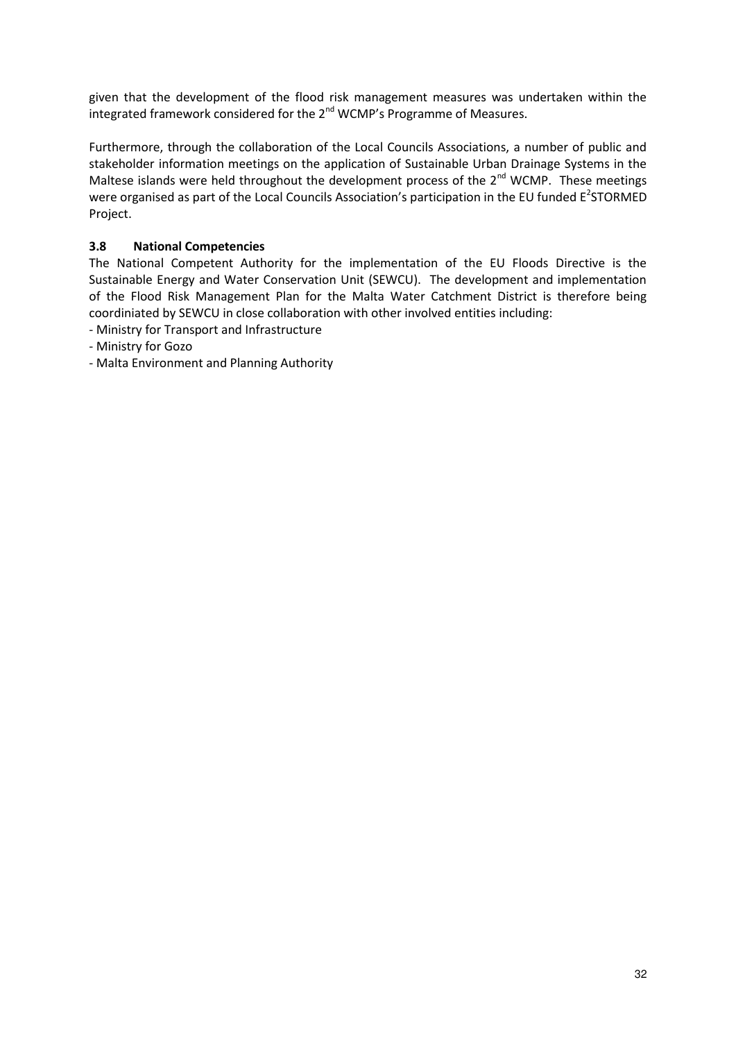given that the development of the flood risk management measures was undertaken within the integrated framework considered for the 2nd WCMP's Programme of Measures.

Furthermore, through the collaboration of the Local Councils Associations, a number of public and stakeholder information meetings on the application of Sustainable Urban Drainage Systems in the Maltese islands were held throughout the development process of the 2nd WCMP. These meetings were organised as part of the Local Councils Association's participation in the EU funded E²STORMED Project.

### 3.8 National Competencies

The National Competent Authority for the implementation of the EU Floods Directive is the Sustainable Energy and Water Conservation Unit (SEWCU). The development and implementation of the Flood Risk Management Plan for the Malta Water Catchment District is therefore being coordiniated by SEWCU in close collaboration with other involved entities including:

- Ministry for Transport and Infrastructure
- Ministry for Gozo
- Malta Environment and Planning Authority